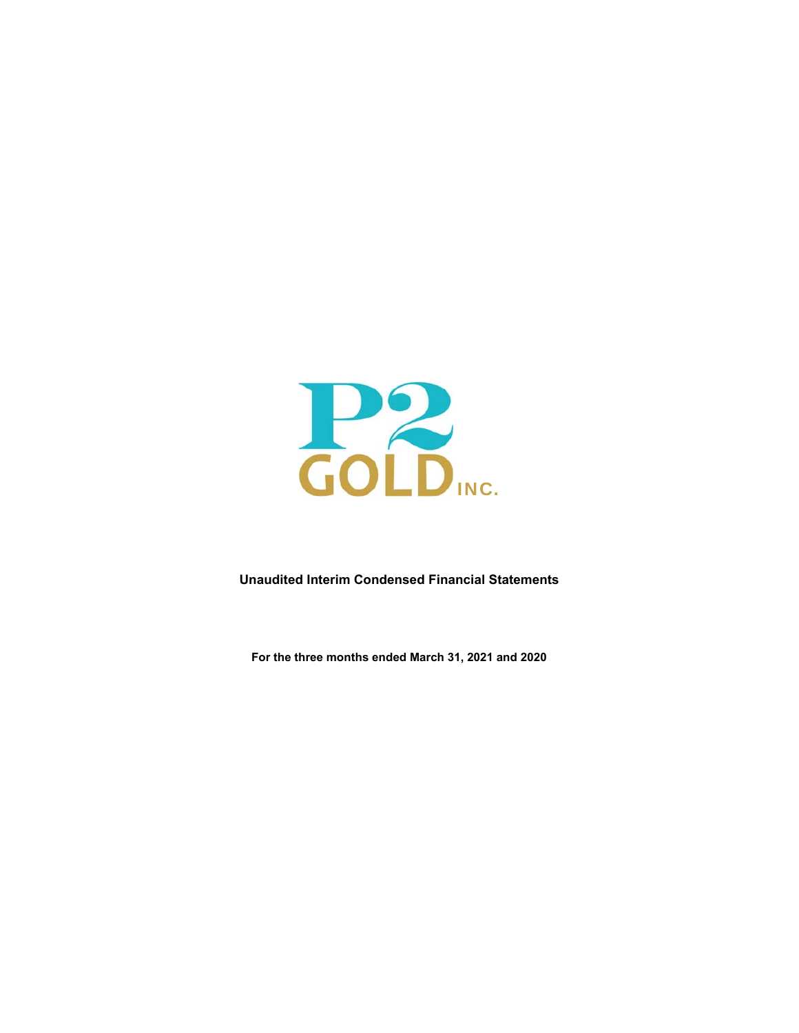P2 GOLD INC.

**Unaudited Interim Condensed Financial Statements**

**For the three months ended March 31, 2021 and 2020**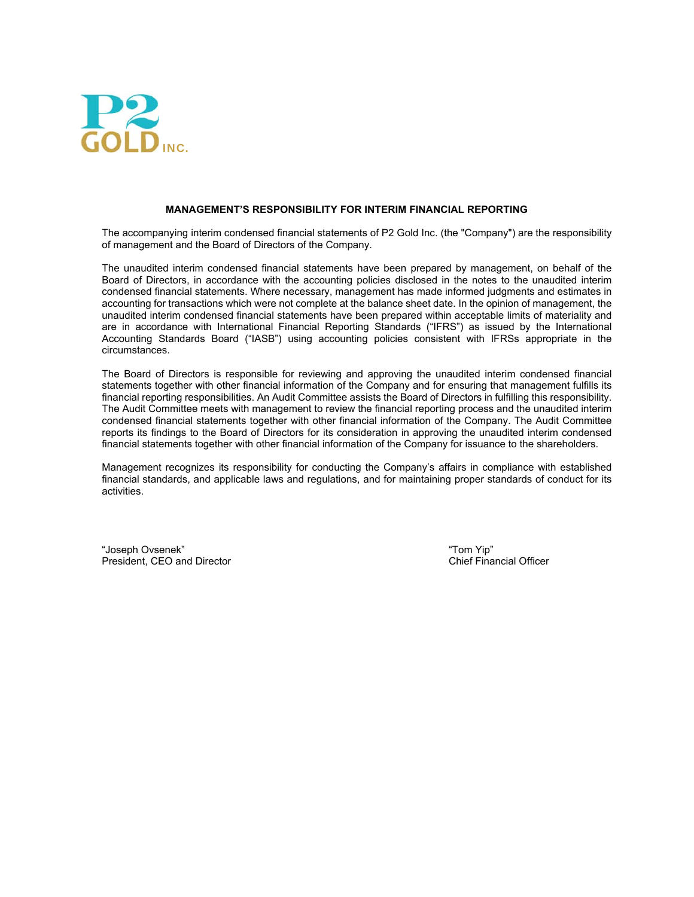P2 GOLD INC.

## MANAGEMENT'S RESPONSIBILITY FOR INTERIM FINANCIAL REPORTING

The accompanying interim condensed financial statements of P2 Gold Inc. (the "Company") are the responsibility of management and the Board of Directors of the Company.

The unaudited interim condensed financial statements have been prepared by management, on behalf of the Board of Directors, in accordance with the accounting policies disclosed in the notes to the unaudited interim condensed financial statements. Where necessary, management has made informed judgments and estimates in accounting for transactions which were not complete at the balance sheet date. In the opinion of management, the unaudited interim condensed financial statements have been prepared within acceptable limits of materiality and are in accordance with International Financial Reporting Standards ("IFRS") as issued by the International Accounting Standards Board ("IASB") using accounting policies consistent with IFRSs appropriate in the circumstances.

The Board of Directors is responsible for reviewing and approving the unaudited interim condensed financial statements together with other financial information of the Company and for ensuring that management fulfills its financial reporting responsibilities. An Audit Committee assists the Board of Directors in fulfilling this responsibility. The Audit Committee meets with management to review the financial reporting process and the unaudited interim condensed financial statements together with other financial information of the Company. The Audit Committee reports its findings to the Board of Directors for its consideration in approving the unaudited interim condensed financial statements together with other financial information of the Company for issuance to the shareholders.

Management recognizes its responsibility for conducting the Company's affairs in compliance with established financial standards, and applicable laws and regulations, and for maintaining proper standards of conduct for its activities.

"Joseph Ovsenek"
President, CEO and Director

"Tom Yip"
Chief Financial Officer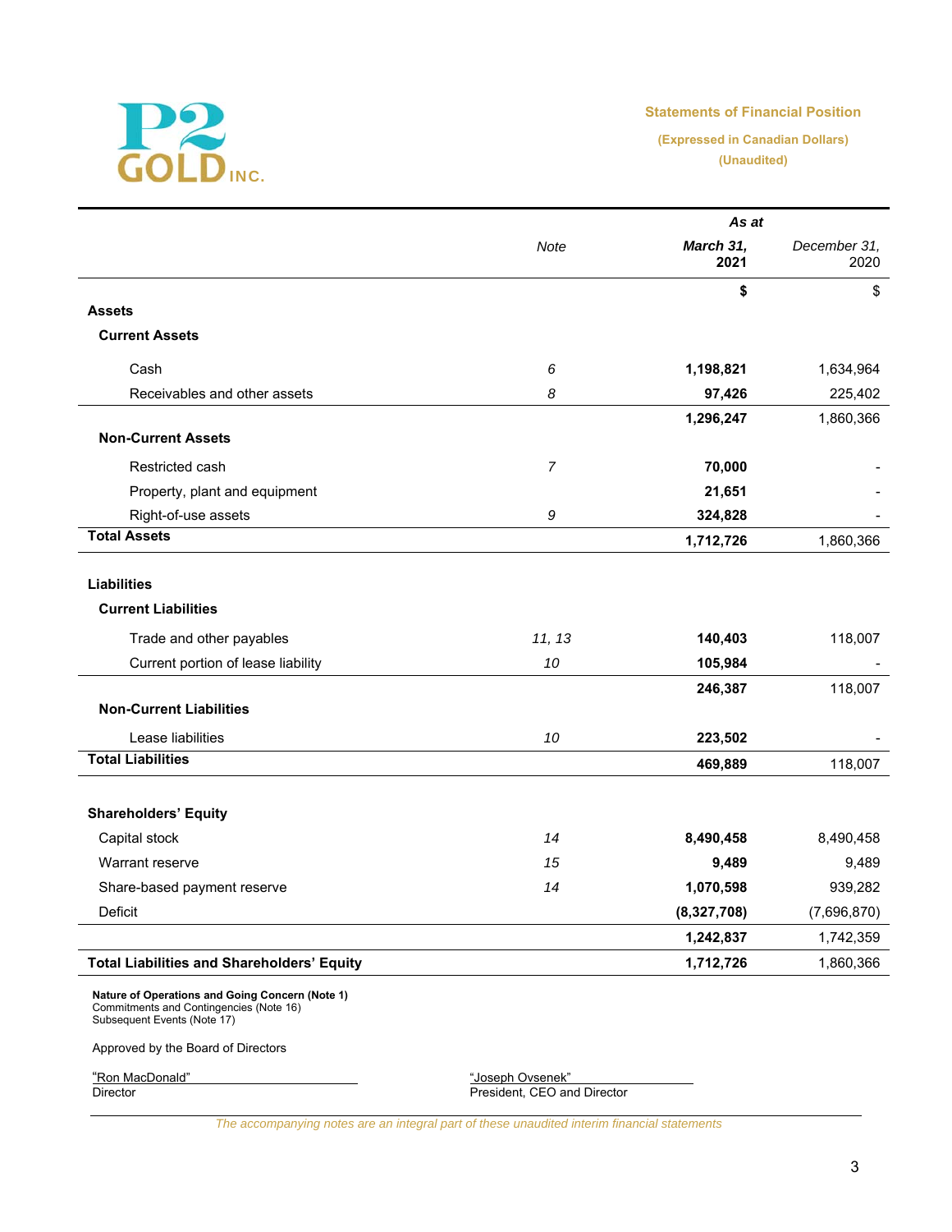P2 GOLD INC.

## Statements of Financial Position

**(Expressed in Canadian Dollars)**
**(Unaudited)**

| | Note | March 31, 2021 | December 31, 2020 |
|---|---|---|---|
| | | **As at** | |
| | | **$** | $ |
| **Assets** | | | |
| **Current Assets** | | | |
| Cash | 6 | **1,198,821** | 1,634,964 |
| Receivables and other assets | 8 | **97,426** | 225,402 |
| | | **1,296,247** | 1,860,366 |
| **Non-Current Assets** | | | |
| Restricted cash | 7 | **70,000** | - |
| Property, plant and equipment | | **21,651** | - |
| Right-of-use assets | 9 | **324,828** | - |
| **Total Assets** | | **1,712,726** | 1,860,366 |
| **Liabilities** | | | |
| **Current Liabilities** | | | |
| Trade and other payables | 11, 13 | **140,403** | 118,007 |
| Current portion of lease liability | 10 | **105,984** | - |
| | | **246,387** | 118,007 |
| **Non-Current Liabilities** | | | |
| Lease liabilities | 10 | **223,502** | - |
| **Total Liabilities** | | **469,889** | 118,007 |
| **Shareholders' Equity** | | | |
| Capital stock | 14 | **8,490,458** | 8,490,458 |
| Warrant reserve | 15 | **9,489** | 9,489 |
| Share-based payment reserve | 14 | **1,070,598** | 939,282 |
| Deficit | | **(8,327,708)** | (7,696,870) |
| | | **1,242,837** | 1,742,359 |
| **Total Liabilities and Shareholders' Equity** | | **1,712,726** | 1,860,366 |

**Nature of Operations and Going Concern (Note 1)**
Commitments and Contingencies (Note 16)
Subsequent Events (Note 17)

Approved by the Board of Directors

"Ron MacDonald"
Director

"Joseph Ovsenek"
President, CEO and Director

*The accompanying notes are an integral part of these unaudited interim financial statements*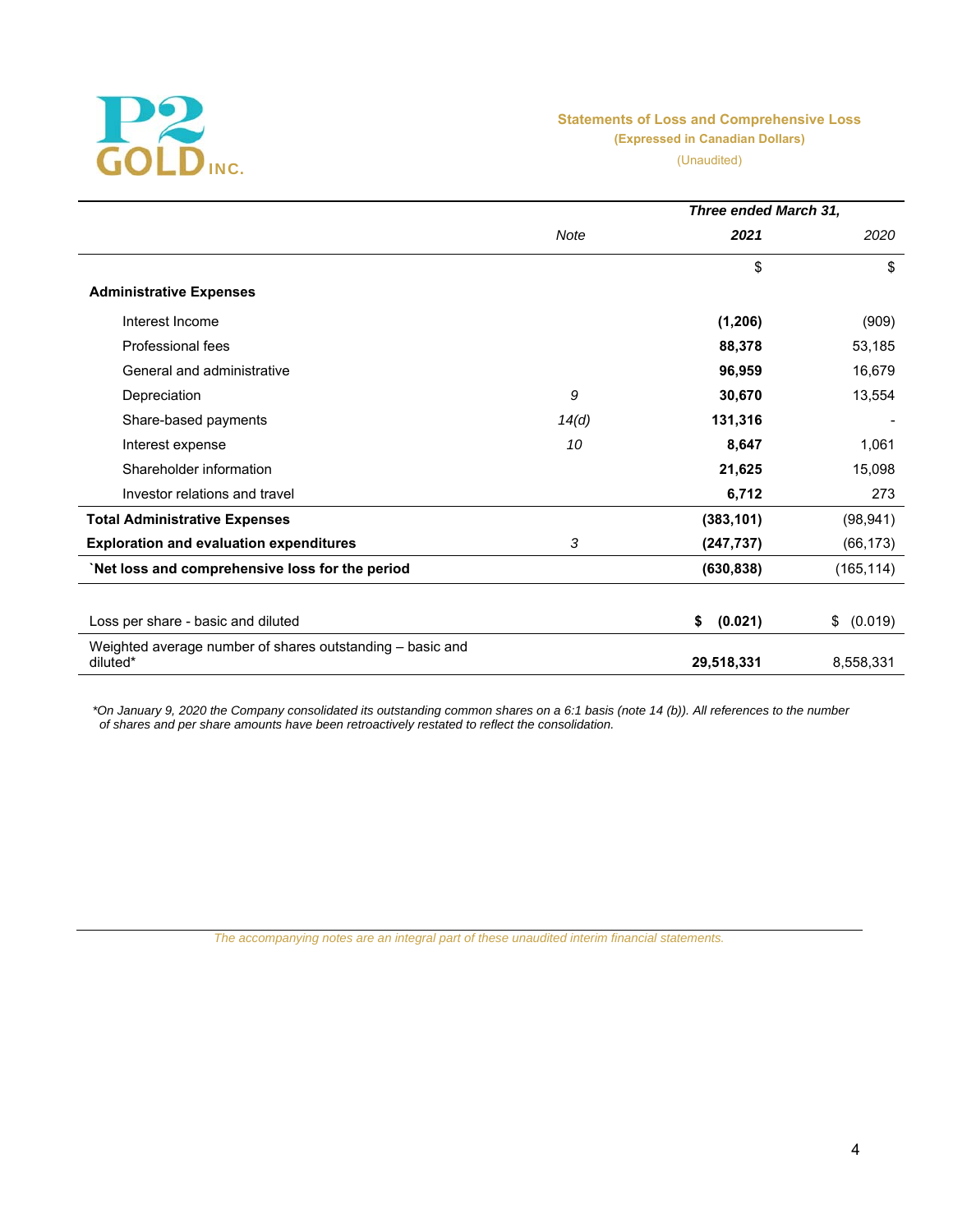P2 GOLD INC.

## Statements of Loss and Comprehensive Loss

**(Expressed in Canadian Dollars)**

(Unaudited)

| | Note | *Three ended March 31,* **2021** | *2020* |
|---|---|---|---|
| | | $ | $ |
| **Administrative Expenses** | | | |
| Interest Income | | **(1,206)** | (909) |
| Professional fees | | **88,378** | 53,185 |
| General and administrative | | **96,959** | 16,679 |
| Depreciation | *9* | **30,670** | 13,554 |
| Share-based payments | *14(d)* | **131,316** | - |
| Interest expense | *10* | **8,647** | 1,061 |
| Shareholder information | | **21,625** | 15,098 |
| Investor relations and travel | | **6,712** | 273 |
| **Total Administrative Expenses** | | **(383,101)** | (98,941) |
| **Exploration and evaluation expenditures** | *3* | **(247,737)** | (66,173) |
| **`Net loss and comprehensive loss for the period** | | **(630,838)** | (165,114) |
| | | | |
| Loss per share - basic and diluted | | **$ (0.021)** | $ (0.019) |
| Weighted average number of shares outstanding – basic and diluted* | | **29,518,331** | 8,558,331 |

*\*On January 9, 2020 the Company consolidated its outstanding common shares on a 6:1 basis (note 14 (b)). All references to the number of shares and per share amounts have been retroactively restated to reflect the consolidation.*

*The accompanying notes are an integral part of these unaudited interim financial statements.*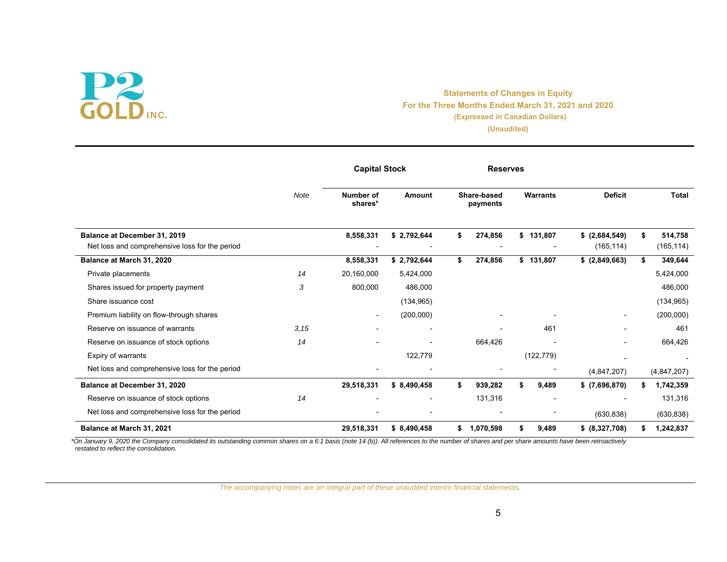**P2 GOLD INC.**

## Statements of Changes in Equity
### For the Three Months Ended March 31, 2021 and 2020
**(Expressed in Canadian Dollars)**
**(Unaudited)**

| | Note | Capital Stock | | Reserves | | | |
|---|---|---|---|---|---|---|---|
| | | Number of shares* | Amount | Share-based payments | Warrants | Deficit | Total |
| **Balance at December 31, 2019** | | **8,558,331** | **$ 2,792,644** | **$ 274,856** | **$ 131,807** | **$ (2,684,549)** | **$ 514,758** |
| Net loss and comprehensive loss for the period | | - | - | - | - | (165,114) | (165,114) |
| **Balance at March 31, 2020** | | **8,558,331** | **$ 2,792,644** | **$ 274,856** | **$ 131,807** | **$ (2,849,663)** | **$ 349,644** |
| Private placements | 14 | 20,160,000 | 5,424,000 | | | | 5,424,000 |
| Shares issued for property payment | 3 | 800,000 | 486,000 | | | | 486,000 |
| Share issuance cost | | | (134,965) | | | | (134,965) |
| Premium liability on flow-through shares | | - | (200,000) | - | - | - | (200,000) |
| Reserve on issuance of warrants | 3,15 | - | - | - | 461 | - | 461 |
| Reserve on issuance of stock options | 14 | - | - | 664,426 | - | - | 664,426 |
| Expiry of warrants | | | 122,779 | | (122,779) | - | - |
| Net loss and comprehensive loss for the period | | - | - | - | - | (4,847,207) | (4,847,207) |
| **Balance at December 31, 2020** | | **29,518,331** | **$ 8,490,458** | **$ 939,282** | **$ 9,489** | **$ (7,696,870)** | **$ 1,742,359** |
| Reserve on issuance of stock options | 14 | - | - | 131,316 | - | - | 131,316 |
| Net loss and comprehensive loss for the period | | - | - | - | - | (630,838) | (630,838) |
| **Balance at March 31, 2021** | | **29,518,331** | **$ 8,490,458** | **$ 1,070,598** | **$ 9,489** | **$ (8,327,708)** | **$ 1,242,837** |

*\*On January 9, 2020 the Company consolidated its outstanding common shares on a 6:1 basis (note 14 (b)). All references to the number of shares and per share amounts have been retroactively restated to reflect the consolidation.*

*The accompanying notes are an integral part of these unaudited interim financial statements.*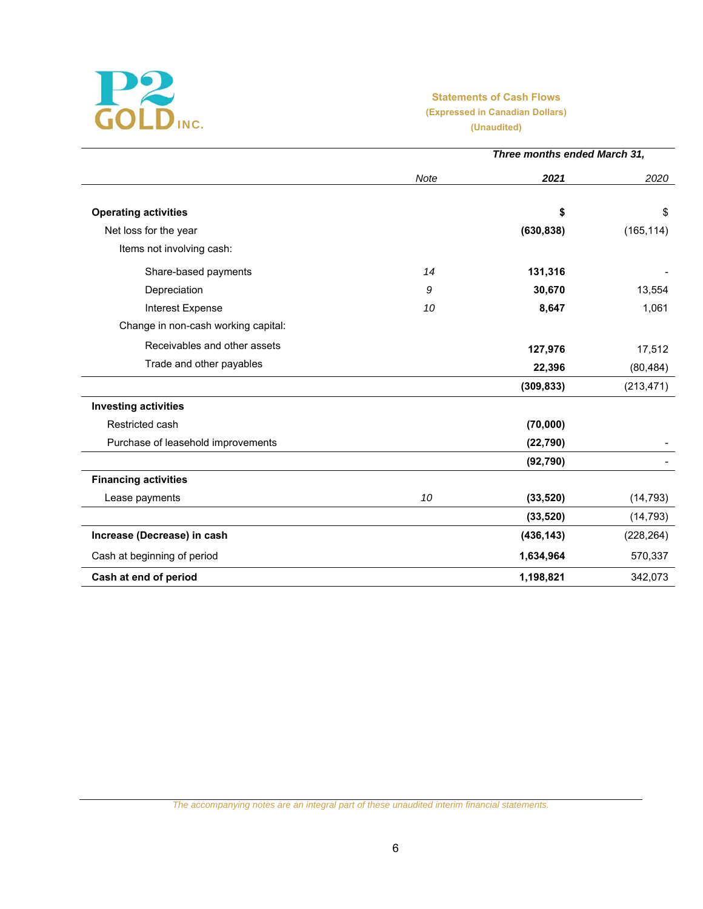P2 GOLD INC.

## Statements of Cash Flows

**(Expressed in Canadian Dollars)**

**(Unaudited)**

| | Note | *Three months ended March 31,* **2021** | 2020 |
|---|---|---|---|
| **Operating activities** | | **$** | $ |
| Net loss for the year | | **(630,838)** | (165,114) |
| Items not involving cash: | | | |
| Share-based payments | *14* | **131,316** | - |
| Depreciation | *9* | **30,670** | 13,554 |
| Interest Expense | *10* | **8,647** | 1,061 |
| Change in non-cash working capital: | | | |
| Receivables and other assets | | **127,976** | 17,512 |
| Trade and other payables | | **22,396** | (80,484) |
| | | **(309,833)** | (213,471) |
| **Investing activities** | | | |
| Restricted cash | | **(70,000)** | |
| Purchase of leasehold improvements | | **(22,790)** | - |
| | | **(92,790)** | - |
| **Financing activities** | | | |
| Lease payments | *10* | **(33,520)** | (14,793) |
| | | **(33,520)** | (14,793) |
| **Increase (Decrease) in cash** | | **(436,143)** | (228,264) |
| Cash at beginning of period | | **1,634,964** | 570,337 |
| **Cash at end of period** | | **1,198,821** | 342,073 |

*The accompanying notes are an integral part of these unaudited interim financial statements.*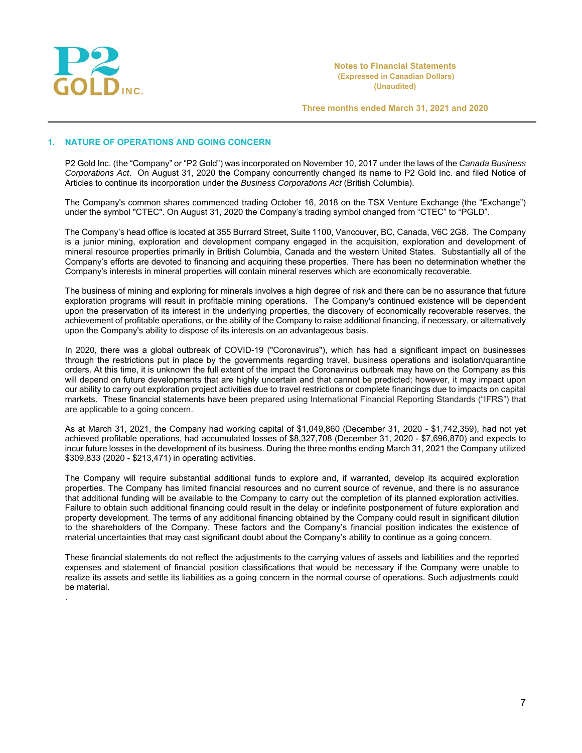## 1. NATURE OF OPERATIONS AND GOING CONCERN

P2 Gold Inc. (the "Company" or "P2 Gold") was incorporated on November 10, 2017 under the laws of the *Canada Business Corporations Act*. On August 31, 2020 the Company concurrently changed its name to P2 Gold Inc. and filed Notice of Articles to continue its incorporation under the *Business Corporations Act* (British Columbia).

The Company's common shares commenced trading October 16, 2018 on the TSX Venture Exchange (the "Exchange") under the symbol "CTEC". On August 31, 2020 the Company's trading symbol changed from "CTEC" to "PGLD".

The Company's head office is located at 355 Burrard Street, Suite 1100, Vancouver, BC, Canada, V6C 2G8. The Company is a junior mining, exploration and development company engaged in the acquisition, exploration and development of mineral resource properties primarily in British Columbia, Canada and the western United States. Substantially all of the Company's efforts are devoted to financing and acquiring these properties. There has been no determination whether the Company's interests in mineral properties will contain mineral reserves which are economically recoverable.

The business of mining and exploring for minerals involves a high degree of risk and there can be no assurance that future exploration programs will result in profitable mining operations. The Company's continued existence will be dependent upon the preservation of its interest in the underlying properties, the discovery of economically recoverable reserves, the achievement of profitable operations, or the ability of the Company to raise additional financing, if necessary, or alternatively upon the Company's ability to dispose of its interests on an advantageous basis.

In 2020, there was a global outbreak of COVID-19 ("Coronavirus"), which has had a significant impact on businesses through the restrictions put in place by the governments regarding travel, business operations and isolation/quarantine orders. At this time, it is unknown the full extent of the impact the Coronavirus outbreak may have on the Company as this will depend on future developments that are highly uncertain and that cannot be predicted; however, it may impact upon our ability to carry out exploration project activities due to travel restrictions or complete financings due to impacts on capital markets. These financial statements have been prepared using International Financial Reporting Standards ("IFRS") that are applicable to a going concern.

As at March 31, 2021, the Company had working capital of $1,049,860 (December 31, 2020 - $1,742,359), had not yet achieved profitable operations, had accumulated losses of $8,327,708 (December 31, 2020 - $7,696,870) and expects to incur future losses in the development of its business. During the three months ending March 31, 2021 the Company utilized $309,833 (2020 - $213,471) in operating activities.

The Company will require substantial additional funds to explore and, if warranted, develop its acquired exploration properties. The Company has limited financial resources and no current source of revenue, and there is no assurance that additional funding will be available to the Company to carry out the completion of its planned exploration activities. Failure to obtain such additional financing could result in the delay or indefinite postponement of future exploration and property development. The terms of any additional financing obtained by the Company could result in significant dilution to the shareholders of the Company. These factors and the Company's financial position indicates the existence of material uncertainties that may cast significant doubt about the Company's ability to continue as a going concern.

These financial statements do not reflect the adjustments to the carrying values of assets and liabilities and the reported expenses and statement of financial position classifications that would be necessary if the Company were unable to realize its assets and settle its liabilities as a going concern in the normal course of operations. Such adjustments could be material.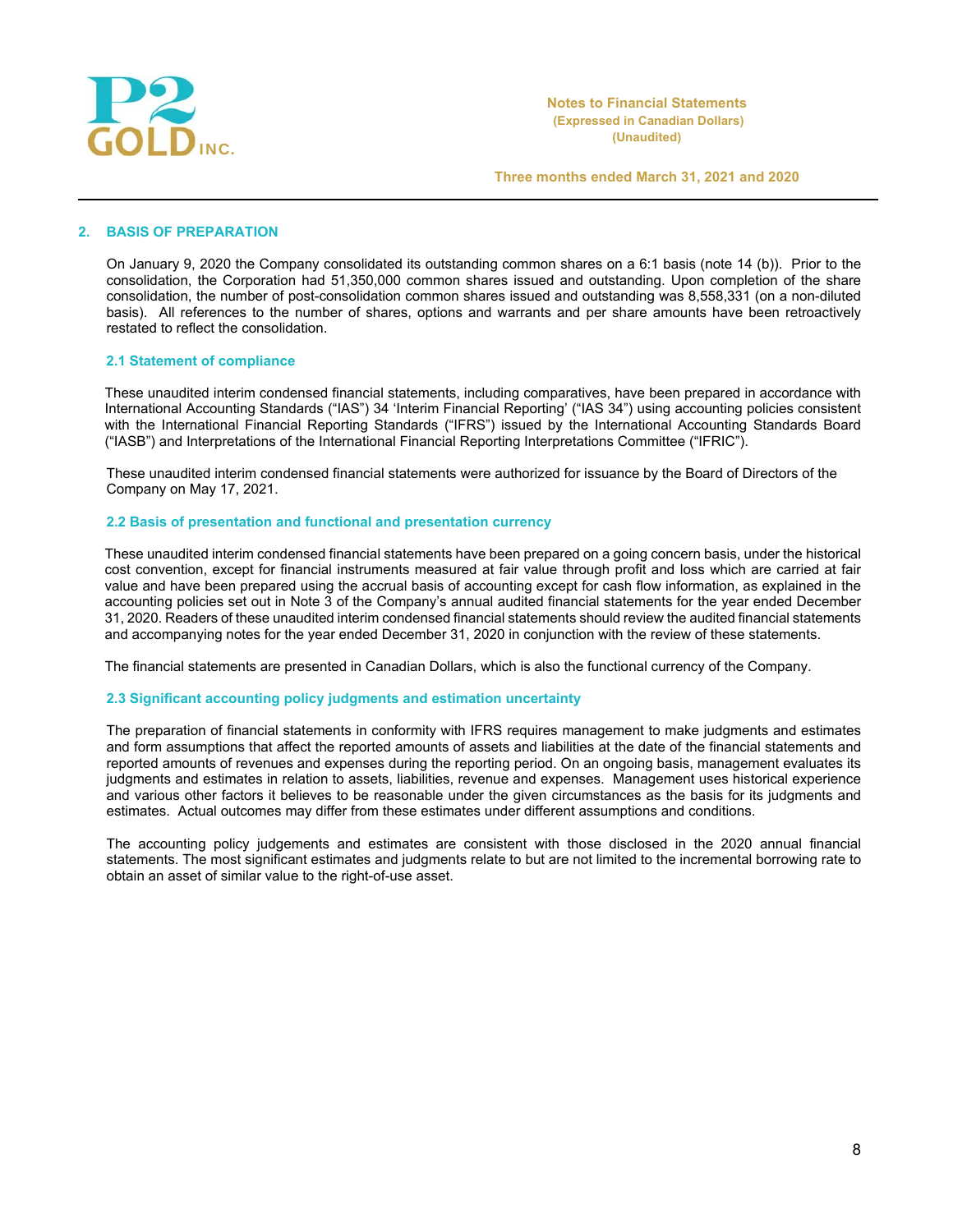## 2. BASIS OF PREPARATION

On January 9, 2020 the Company consolidated its outstanding common shares on a 6:1 basis (note 14 (b)). Prior to the consolidation, the Corporation had 51,350,000 common shares issued and outstanding. Upon completion of the share consolidation, the number of post-consolidation common shares issued and outstanding was 8,558,331 (on a non-diluted basis). All references to the number of shares, options and warrants and per share amounts have been retroactively restated to reflect the consolidation.

### 2.1 Statement of compliance

These unaudited interim condensed financial statements, including comparatives, have been prepared in accordance with International Accounting Standards ("IAS") 34 'Interim Financial Reporting' ("IAS 34") using accounting policies consistent with the International Financial Reporting Standards ("IFRS") issued by the International Accounting Standards Board ("IASB") and Interpretations of the International Financial Reporting Interpretations Committee ("IFRIC").

These unaudited interim condensed financial statements were authorized for issuance by the Board of Directors of the Company on May 17, 2021.

### 2.2 Basis of presentation and functional and presentation currency

These unaudited interim condensed financial statements have been prepared on a going concern basis, under the historical cost convention, except for financial instruments measured at fair value through profit and loss which are carried at fair value and have been prepared using the accrual basis of accounting except for cash flow information, as explained in the accounting policies set out in Note 3 of the Company's annual audited financial statements for the year ended December 31, 2020. Readers of these unaudited interim condensed financial statements should review the audited financial statements and accompanying notes for the year ended December 31, 2020 in conjunction with the review of these statements.

The financial statements are presented in Canadian Dollars, which is also the functional currency of the Company.

### 2.3 Significant accounting policy judgments and estimation uncertainty

The preparation of financial statements in conformity with IFRS requires management to make judgments and estimates and form assumptions that affect the reported amounts of assets and liabilities at the date of the financial statements and reported amounts of revenues and expenses during the reporting period. On an ongoing basis, management evaluates its judgments and estimates in relation to assets, liabilities, revenue and expenses. Management uses historical experience and various other factors it believes to be reasonable under the given circumstances as the basis for its judgments and estimates. Actual outcomes may differ from these estimates under different assumptions and conditions.

The accounting policy judgements and estimates are consistent with those disclosed in the 2020 annual financial statements. The most significant estimates and judgments relate to but are not limited to the incremental borrowing rate to obtain an asset of similar value to the right-of-use asset.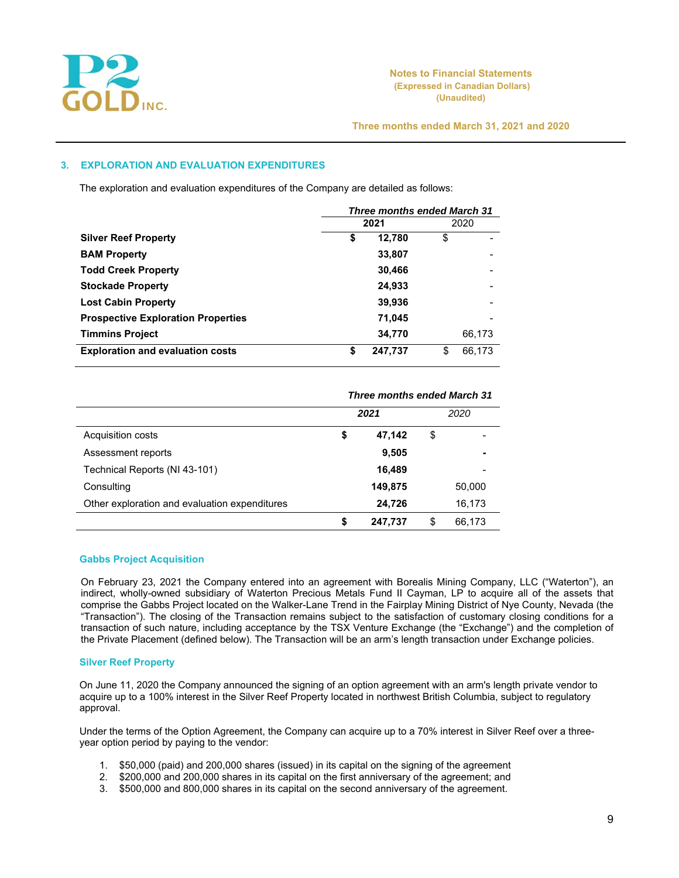## 3. EXPLORATION AND EVALUATION EXPENDITURES

The exploration and evaluation expenditures of the Company are detailed as follows:

| | *Three months ended March 31* | |
|---|---|---|
| | **2021** | 2020 |
| **Silver Reef Property** | **$ 12,780** | $ - |
| **BAM Property** | **33,807** | - |
| **Todd Creek Property** | **30,466** | - |
| **Stockade Property** | **24,933** | - |
| **Lost Cabin Property** | **39,936** | - |
| **Prospective Exploration Properties** | **71,045** | - |
| **Timmins Project** | **34,770** | 66,173 |
| **Exploration and evaluation costs** | **$ 247,737** | $ 66,173 |

| | *Three months ended March 31* | |
|---|---|---|
| | ***2021*** | *2020* |
| Acquisition costs | **$ 47,142** | $ - |
| Assessment reports | **9,505** | **-** |
| Technical Reports (NI 43-101) | **16,489** | - |
| Consulting | **149,875** | 50,000 |
| Other exploration and evaluation expenditures | **24,726** | 16,173 |
| | **$ 247,737** | $ 66,173 |

### Gabbs Project Acquisition

On February 23, 2021 the Company entered into an agreement with Borealis Mining Company, LLC ("Waterton"), an indirect, wholly-owned subsidiary of Waterton Precious Metals Fund II Cayman, LP to acquire all of the assets that comprise the Gabbs Project located on the Walker-Lane Trend in the Fairplay Mining District of Nye County, Nevada (the "Transaction"). The closing of the Transaction remains subject to the satisfaction of customary closing conditions for a transaction of such nature, including acceptance by the TSX Venture Exchange (the "Exchange") and the completion of the Private Placement (defined below). The Transaction will be an arm's length transaction under Exchange policies.

### Silver Reef Property

On June 11, 2020 the Company announced the signing of an option agreement with an arm's length private vendor to acquire up to a 100% interest in the Silver Reef Property located in northwest British Columbia, subject to regulatory approval.

Under the terms of the Option Agreement, the Company can acquire up to a 70% interest in Silver Reef over a three-year option period by paying to the vendor:

1. $50,000 (paid) and 200,000 shares (issued) in its capital on the signing of the agreement
2. $200,000 and 200,000 shares in its capital on the first anniversary of the agreement; and
3. $500,000 and 800,000 shares in its capital on the second anniversary of the agreement.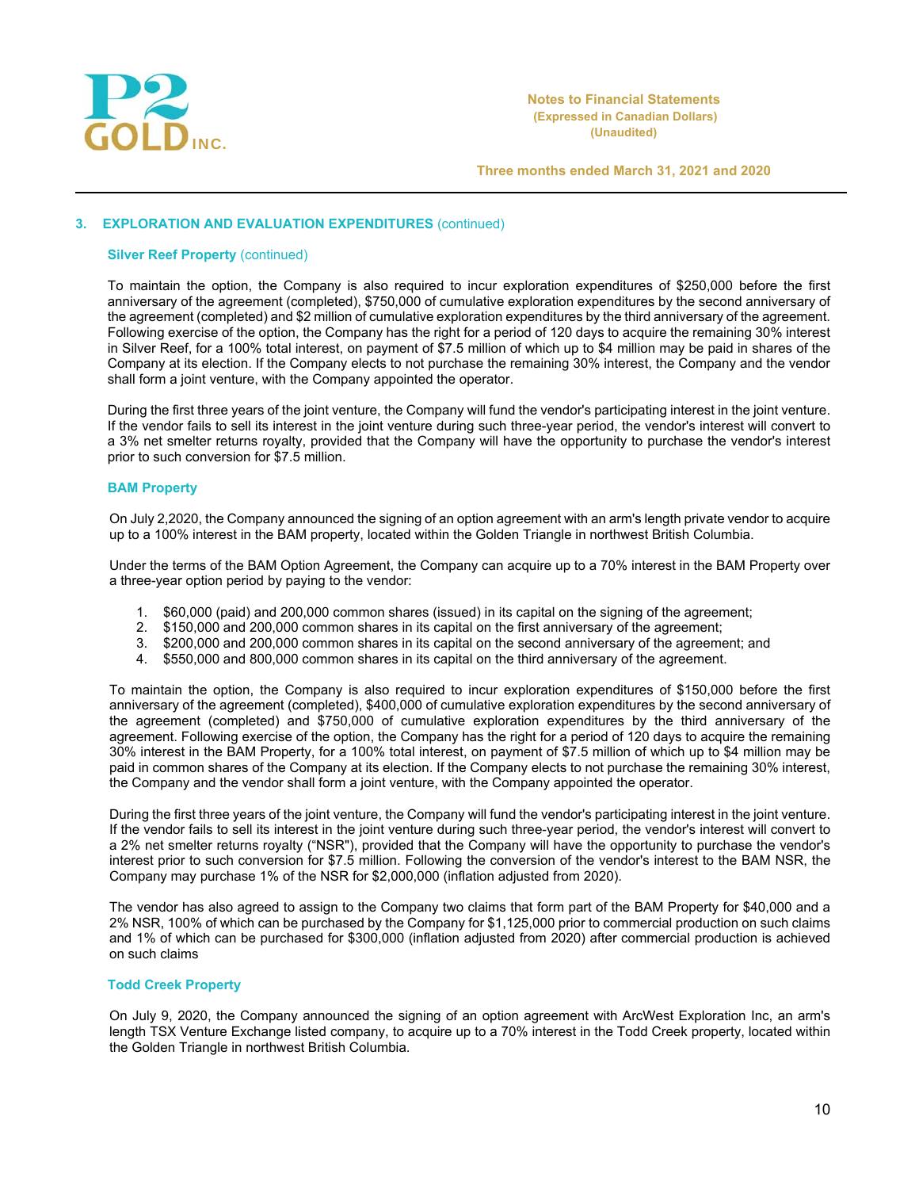## 3. EXPLORATION AND EVALUATION EXPENDITURES (continued)

### Silver Reef Property (continued)

To maintain the option, the Company is also required to incur exploration expenditures of $250,000 before the first anniversary of the agreement (completed), $750,000 of cumulative exploration expenditures by the second anniversary of the agreement (completed) and $2 million of cumulative exploration expenditures by the third anniversary of the agreement. Following exercise of the option, the Company has the right for a period of 120 days to acquire the remaining 30% interest in Silver Reef, for a 100% total interest, on payment of $7.5 million of which up to $4 million may be paid in shares of the Company at its election. If the Company elects to not purchase the remaining 30% interest, the Company and the vendor shall form a joint venture, with the Company appointed the operator.

During the first three years of the joint venture, the Company will fund the vendor's participating interest in the joint venture. If the vendor fails to sell its interest in the joint venture during such three-year period, the vendor's interest will convert to a 3% net smelter returns royalty, provided that the Company will have the opportunity to purchase the vendor's interest prior to such conversion for $7.5 million.

### BAM Property

On July 2,2020, the Company announced the signing of an option agreement with an arm's length private vendor to acquire up to a 100% interest in the BAM property, located within the Golden Triangle in northwest British Columbia.

Under the terms of the BAM Option Agreement, the Company can acquire up to a 70% interest in the BAM Property over a three-year option period by paying to the vendor:

1. $60,000 (paid) and 200,000 common shares (issued) in its capital on the signing of the agreement;
2. $150,000 and 200,000 common shares in its capital on the first anniversary of the agreement;
3. $200,000 and 200,000 common shares in its capital on the second anniversary of the agreement; and
4. $550,000 and 800,000 common shares in its capital on the third anniversary of the agreement.

To maintain the option, the Company is also required to incur exploration expenditures of $150,000 before the first anniversary of the agreement (completed), $400,000 of cumulative exploration expenditures by the second anniversary of the agreement (completed) and $750,000 of cumulative exploration expenditures by the third anniversary of the agreement. Following exercise of the option, the Company has the right for a period of 120 days to acquire the remaining 30% interest in the BAM Property, for a 100% total interest, on payment of $7.5 million of which up to $4 million may be paid in common shares of the Company at its election. If the Company elects to not purchase the remaining 30% interest, the Company and the vendor shall form a joint venture, with the Company appointed the operator.

During the first three years of the joint venture, the Company will fund the vendor's participating interest in the joint venture. If the vendor fails to sell its interest in the joint venture during such three-year period, the vendor's interest will convert to a 2% net smelter returns royalty ("NSR"), provided that the Company will have the opportunity to purchase the vendor's interest prior to such conversion for $7.5 million. Following the conversion of the vendor's interest to the BAM NSR, the Company may purchase 1% of the NSR for $2,000,000 (inflation adjusted from 2020).

The vendor has also agreed to assign to the Company two claims that form part of the BAM Property for $40,000 and a 2% NSR, 100% of which can be purchased by the Company for $1,125,000 prior to commercial production on such claims and 1% of which can be purchased for $300,000 (inflation adjusted from 2020) after commercial production is achieved on such claims

### Todd Creek Property

On July 9, 2020, the Company announced the signing of an option agreement with ArcWest Exploration Inc, an arm's length TSX Venture Exchange listed company, to acquire up to a 70% interest in the Todd Creek property, located within the Golden Triangle in northwest British Columbia.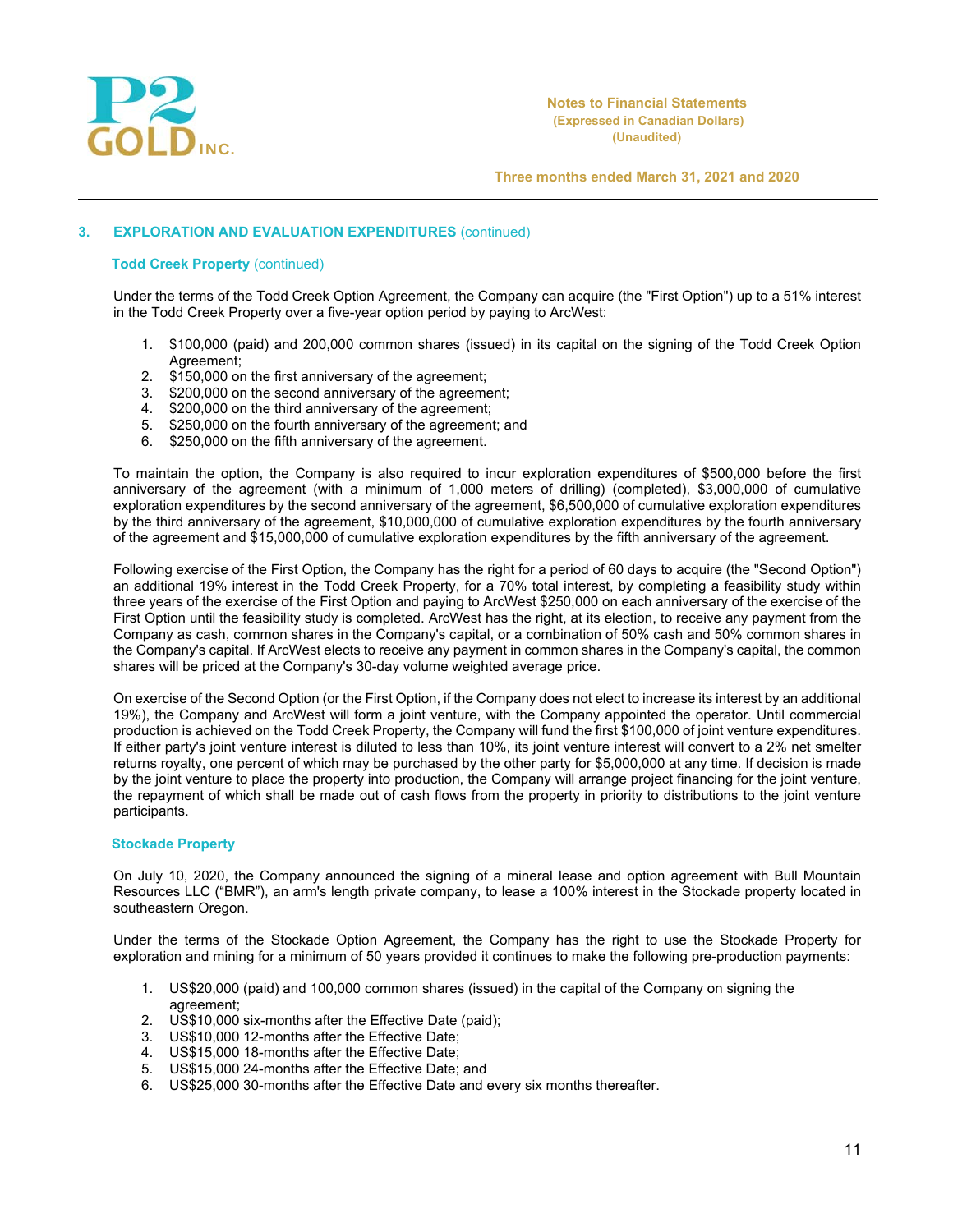## 3. EXPLORATION AND EVALUATION EXPENDITURES (continued)

### Todd Creek Property (continued)

Under the terms of the Todd Creek Option Agreement, the Company can acquire (the "First Option") up to a 51% interest in the Todd Creek Property over a five-year option period by paying to ArcWest:

1. $100,000 (paid) and 200,000 common shares (issued) in its capital on the signing of the Todd Creek Option Agreement;
2. $150,000 on the first anniversary of the agreement;
3. $200,000 on the second anniversary of the agreement;
4. $200,000 on the third anniversary of the agreement;
5. $250,000 on the fourth anniversary of the agreement; and
6. $250,000 on the fifth anniversary of the agreement.

To maintain the option, the Company is also required to incur exploration expenditures of $500,000 before the first anniversary of the agreement (with a minimum of 1,000 meters of drilling) (completed), $3,000,000 of cumulative exploration expenditures by the second anniversary of the agreement, $6,500,000 of cumulative exploration expenditures by the third anniversary of the agreement, $10,000,000 of cumulative exploration expenditures by the fourth anniversary of the agreement and $15,000,000 of cumulative exploration expenditures by the fifth anniversary of the agreement.

Following exercise of the First Option, the Company has the right for a period of 60 days to acquire (the "Second Option") an additional 19% interest in the Todd Creek Property, for a 70% total interest, by completing a feasibility study within three years of the exercise of the First Option and paying to ArcWest $250,000 on each anniversary of the exercise of the First Option until the feasibility study is completed. ArcWest has the right, at its election, to receive any payment from the Company as cash, common shares in the Company's capital, or a combination of 50% cash and 50% common shares in the Company's capital. If ArcWest elects to receive any payment in common shares in the Company's capital, the common shares will be priced at the Company's 30-day volume weighted average price.

On exercise of the Second Option (or the First Option, if the Company does not elect to increase its interest by an additional 19%), the Company and ArcWest will form a joint venture, with the Company appointed the operator. Until commercial production is achieved on the Todd Creek Property, the Company will fund the first $100,000 of joint venture expenditures. If either party's joint venture interest is diluted to less than 10%, its joint venture interest will convert to a 2% net smelter returns royalty, one percent of which may be purchased by the other party for $5,000,000 at any time. If decision is made by the joint venture to place the property into production, the Company will arrange project financing for the joint venture, the repayment of which shall be made out of cash flows from the property in priority to distributions to the joint venture participants.

### Stockade Property

On July 10, 2020, the Company announced the signing of a mineral lease and option agreement with Bull Mountain Resources LLC ("BMR"), an arm's length private company, to lease a 100% interest in the Stockade property located in southeastern Oregon.

Under the terms of the Stockade Option Agreement, the Company has the right to use the Stockade Property for exploration and mining for a minimum of 50 years provided it continues to make the following pre-production payments:

1. US$20,000 (paid) and 100,000 common shares (issued) in the capital of the Company on signing the agreement;
2. US$10,000 six-months after the Effective Date (paid);
3. US$10,000 12-months after the Effective Date;
4. US$15,000 18-months after the Effective Date;
5. US$15,000 24-months after the Effective Date; and
6. US$25,000 30-months after the Effective Date and every six months thereafter.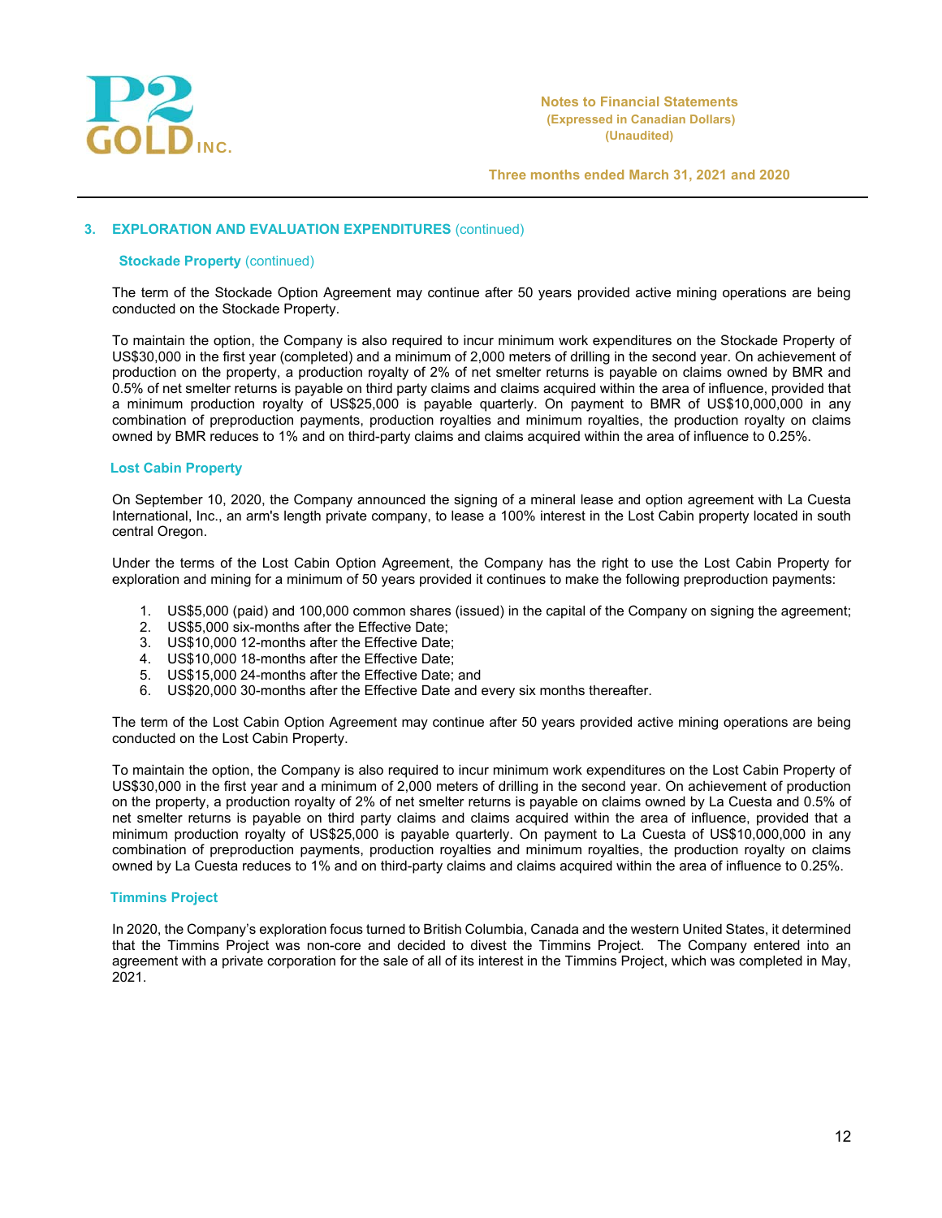### 3. EXPLORATION AND EVALUATION EXPENDITURES (continued)

#### Stockade Property (continued)

The term of the Stockade Option Agreement may continue after 50 years provided active mining operations are being conducted on the Stockade Property.

To maintain the option, the Company is also required to incur minimum work expenditures on the Stockade Property of US$30,000 in the first year (completed) and a minimum of 2,000 meters of drilling in the second year. On achievement of production on the property, a production royalty of 2% of net smelter returns is payable on claims owned by BMR and 0.5% of net smelter returns is payable on third party claims and claims acquired within the area of influence, provided that a minimum production royalty of US$25,000 is payable quarterly. On payment to BMR of US$10,000,000 in any combination of preproduction payments, production royalties and minimum royalties, the production royalty on claims owned by BMR reduces to 1% and on third-party claims and claims acquired within the area of influence to 0.25%.

#### Lost Cabin Property

On September 10, 2020, the Company announced the signing of a mineral lease and option agreement with La Cuesta International, Inc., an arm's length private company, to lease a 100% interest in the Lost Cabin property located in south central Oregon.

Under the terms of the Lost Cabin Option Agreement, the Company has the right to use the Lost Cabin Property for exploration and mining for a minimum of 50 years provided it continues to make the following preproduction payments:

1. US$5,000 (paid) and 100,000 common shares (issued) in the capital of the Company on signing the agreement;
2. US$5,000 six-months after the Effective Date;
3. US$10,000 12-months after the Effective Date;
4. US$10,000 18-months after the Effective Date;
5. US$15,000 24-months after the Effective Date; and
6. US$20,000 30-months after the Effective Date and every six months thereafter.

The term of the Lost Cabin Option Agreement may continue after 50 years provided active mining operations are being conducted on the Lost Cabin Property.

To maintain the option, the Company is also required to incur minimum work expenditures on the Lost Cabin Property of US$30,000 in the first year and a minimum of 2,000 meters of drilling in the second year. On achievement of production on the property, a production royalty of 2% of net smelter returns is payable on claims owned by La Cuesta and 0.5% of net smelter returns is payable on third party claims and claims acquired within the area of influence, provided that a minimum production royalty of US$25,000 is payable quarterly. On payment to La Cuesta of US$10,000,000 in any combination of preproduction payments, production royalties and minimum royalties, the production royalty on claims owned by La Cuesta reduces to 1% and on third-party claims and claims acquired within the area of influence to 0.25%.

#### Timmins Project

In 2020, the Company's exploration focus turned to British Columbia, Canada and the western United States, it determined that the Timmins Project was non-core and decided to divest the Timmins Project. The Company entered into an agreement with a private corporation for the sale of all of its interest in the Timmins Project, which was completed in May, 2021.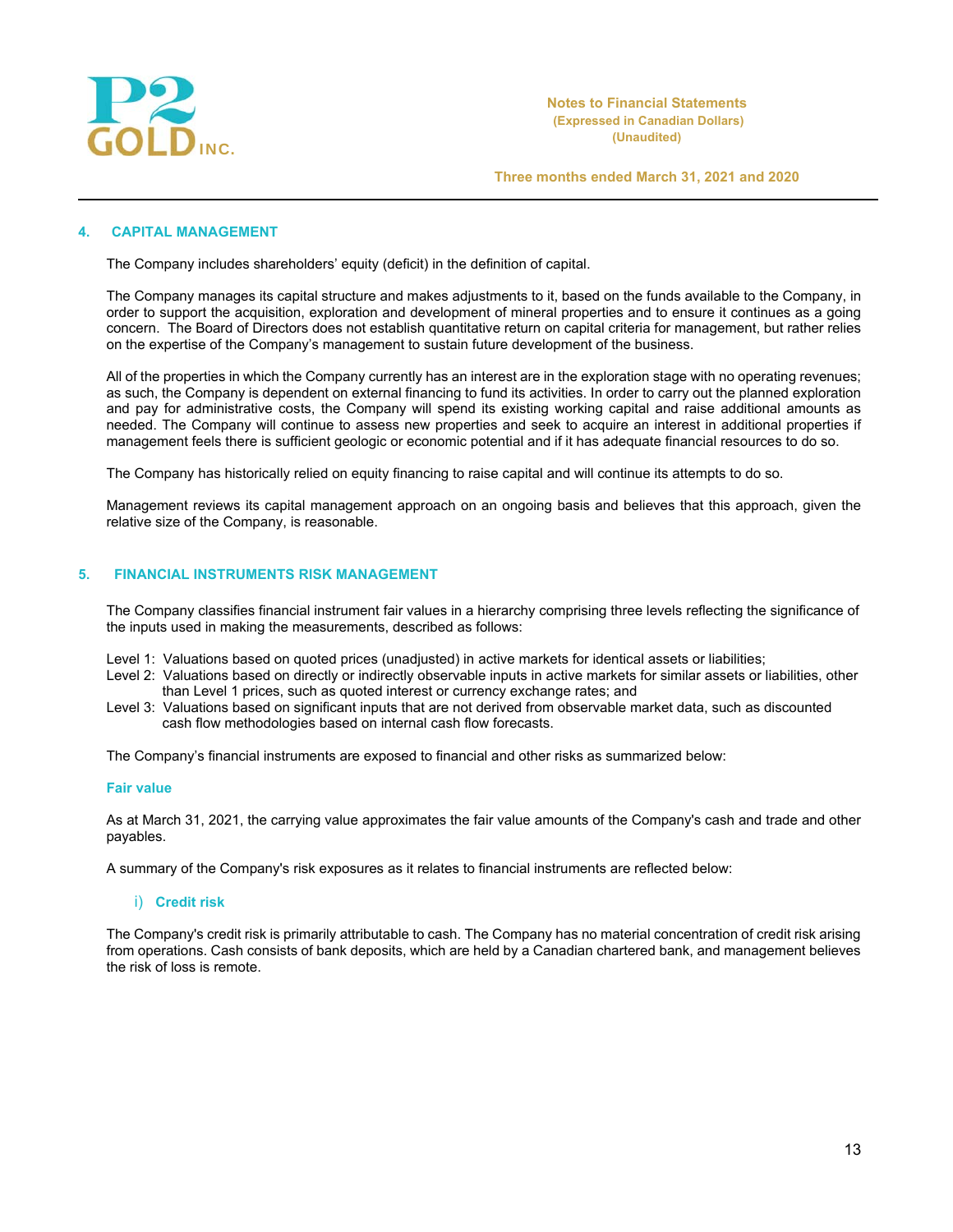## 4. CAPITAL MANAGEMENT

The Company includes shareholders' equity (deficit) in the definition of capital.

The Company manages its capital structure and makes adjustments to it, based on the funds available to the Company, in order to support the acquisition, exploration and development of mineral properties and to ensure it continues as a going concern. The Board of Directors does not establish quantitative return on capital criteria for management, but rather relies on the expertise of the Company's management to sustain future development of the business.

All of the properties in which the Company currently has an interest are in the exploration stage with no operating revenues; as such, the Company is dependent on external financing to fund its activities. In order to carry out the planned exploration and pay for administrative costs, the Company will spend its existing working capital and raise additional amounts as needed. The Company will continue to assess new properties and seek to acquire an interest in additional properties if management feels there is sufficient geologic or economic potential and if it has adequate financial resources to do so.

The Company has historically relied on equity financing to raise capital and will continue its attempts to do so.

Management reviews its capital management approach on an ongoing basis and believes that this approach, given the relative size of the Company, is reasonable.

## 5. FINANCIAL INSTRUMENTS RISK MANAGEMENT

The Company classifies financial instrument fair values in a hierarchy comprising three levels reflecting the significance of the inputs used in making the measurements, described as follows:

Level 1: Valuations based on quoted prices (unadjusted) in active markets for identical assets or liabilities;
Level 2: Valuations based on directly or indirectly observable inputs in active markets for similar assets or liabilities, other than Level 1 prices, such as quoted interest or currency exchange rates; and
Level 3: Valuations based on significant inputs that are not derived from observable market data, such as discounted cash flow methodologies based on internal cash flow forecasts.

The Company's financial instruments are exposed to financial and other risks as summarized below:

### Fair value

As at March 31, 2021, the carrying value approximates the fair value amounts of the Company's cash and trade and other payables.

A summary of the Company's risk exposures as it relates to financial instruments are reflected below:

#### i) Credit risk

The Company's credit risk is primarily attributable to cash. The Company has no material concentration of credit risk arising from operations. Cash consists of bank deposits, which are held by a Canadian chartered bank, and management believes the risk of loss is remote.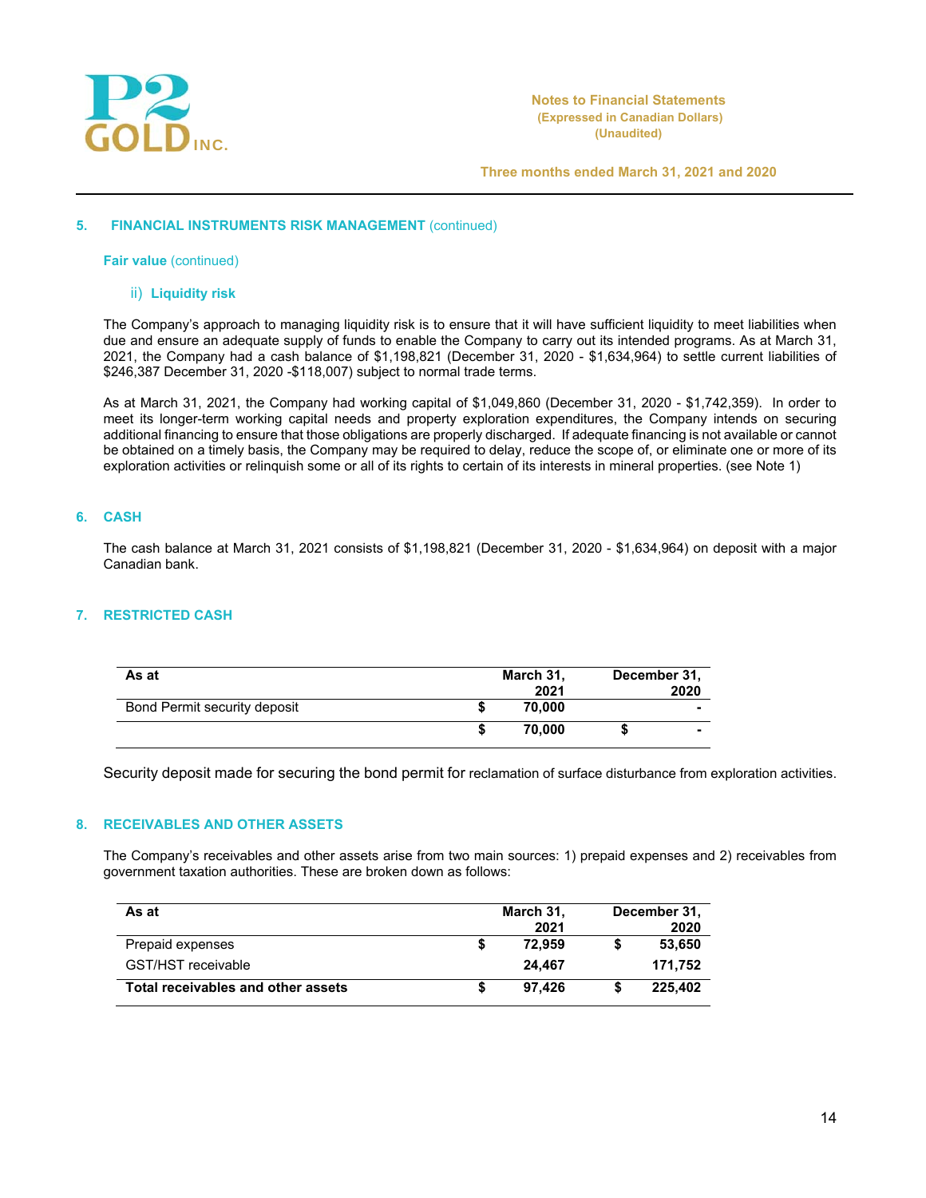## 5. FINANCIAL INSTRUMENTS RISK MANAGEMENT (continued)

### Fair value (continued)

#### ii) Liquidity risk

The Company's approach to managing liquidity risk is to ensure that it will have sufficient liquidity to meet liabilities when due and ensure an adequate supply of funds to enable the Company to carry out its intended programs. As at March 31, 2021, the Company had a cash balance of $1,198,821 (December 31, 2020 - $1,634,964) to settle current liabilities of $246,387 December 31, 2020 -$118,007) subject to normal trade terms.

As at March 31, 2021, the Company had working capital of $1,049,860 (December 31, 2020 - $1,742,359). In order to meet its longer-term working capital needs and property exploration expenditures, the Company intends on securing additional financing to ensure that those obligations are properly discharged. If adequate financing is not available or cannot be obtained on a timely basis, the Company may be required to delay, reduce the scope of, or eliminate one or more of its exploration activities or relinquish some or all of its rights to certain of its interests in mineral properties. (see Note 1)

## 6. CASH

The cash balance at March 31, 2021 consists of $1,198,821 (December 31, 2020 - $1,634,964) on deposit with a major Canadian bank.

## 7. RESTRICTED CASH

| As at | March 31, 2021 | December 31, 2020 |
|---|---|---|
| Bond Permit security deposit | $ 70,000 | - |
| | $ 70,000 | $ - |

Security deposit made for securing the bond permit for reclamation of surface disturbance from exploration activities.

## 8. RECEIVABLES AND OTHER ASSETS

The Company's receivables and other assets arise from two main sources: 1) prepaid expenses and 2) receivables from government taxation authorities. These are broken down as follows:

| As at | March 31, 2021 | December 31, 2020 |
|---|---|---|
| Prepaid expenses | $ 72,959 | $ 53,650 |
| GST/HST receivable | 24,467 | 171,752 |
| **Total receivables and other assets** | **$ 97,426** | **$ 225,402** |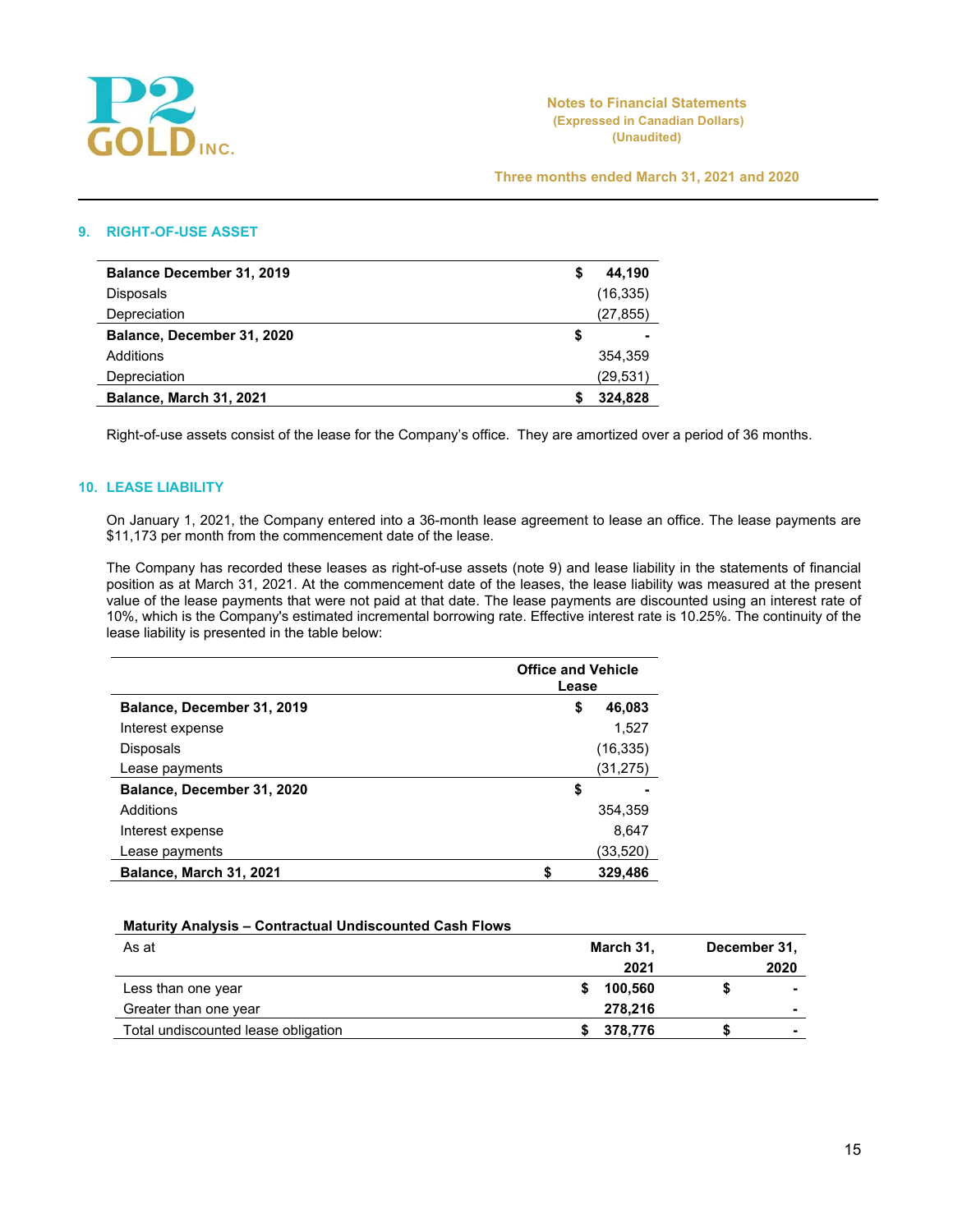## 9. RIGHT-OF-USE ASSET

| | |
|---|---|
| **Balance December 31, 2019** | **$ 44,190** |
| Disposals | (16,335) |
| Depreciation | (27,855) |
| **Balance, December 31, 2020** | **$ -** |
| Additions | 354,359 |
| Depreciation | (29,531) |
| **Balance, March 31, 2021** | **$ 324,828** |

Right-of-use assets consist of the lease for the Company's office. They are amortized over a period of 36 months.

## 10. LEASE LIABILITY

On January 1, 2021, the Company entered into a 36-month lease agreement to lease an office. The lease payments are $11,173 per month from the commencement date of the lease.

The Company has recorded these leases as right-of-use assets (note 9) and lease liability in the statements of financial position as at March 31, 2021. At the commencement date of the leases, the lease liability was measured at the present value of the lease payments that were not paid at that date. The lease payments are discounted using an interest rate of 10%, which is the Company's estimated incremental borrowing rate. Effective interest rate is 10.25%. The continuity of the lease liability is presented in the table below:

| | **Office and Vehicle Lease** |
|---|---|
| **Balance, December 31, 2019** | **$ 46,083** |
| Interest expense | 1,527 |
| Disposals | (16,335) |
| Lease payments | (31,275) |
| **Balance, December 31, 2020** | **$ -** |
| Additions | 354,359 |
| Interest expense | 8,647 |
| Lease payments | (33,520) |
| **Balance, March 31, 2021** | **$ 329,486** |

**Maturity Analysis – Contractual Undiscounted Cash Flows**

| As at | **March 31, 2021** | **December 31, 2020** |
|---|---|---|
| Less than one year | **$ 100,560** | **$ -** |
| Greater than one year | **278,216** | **-** |
| Total undiscounted lease obligation | **$ 378,776** | **$ -** |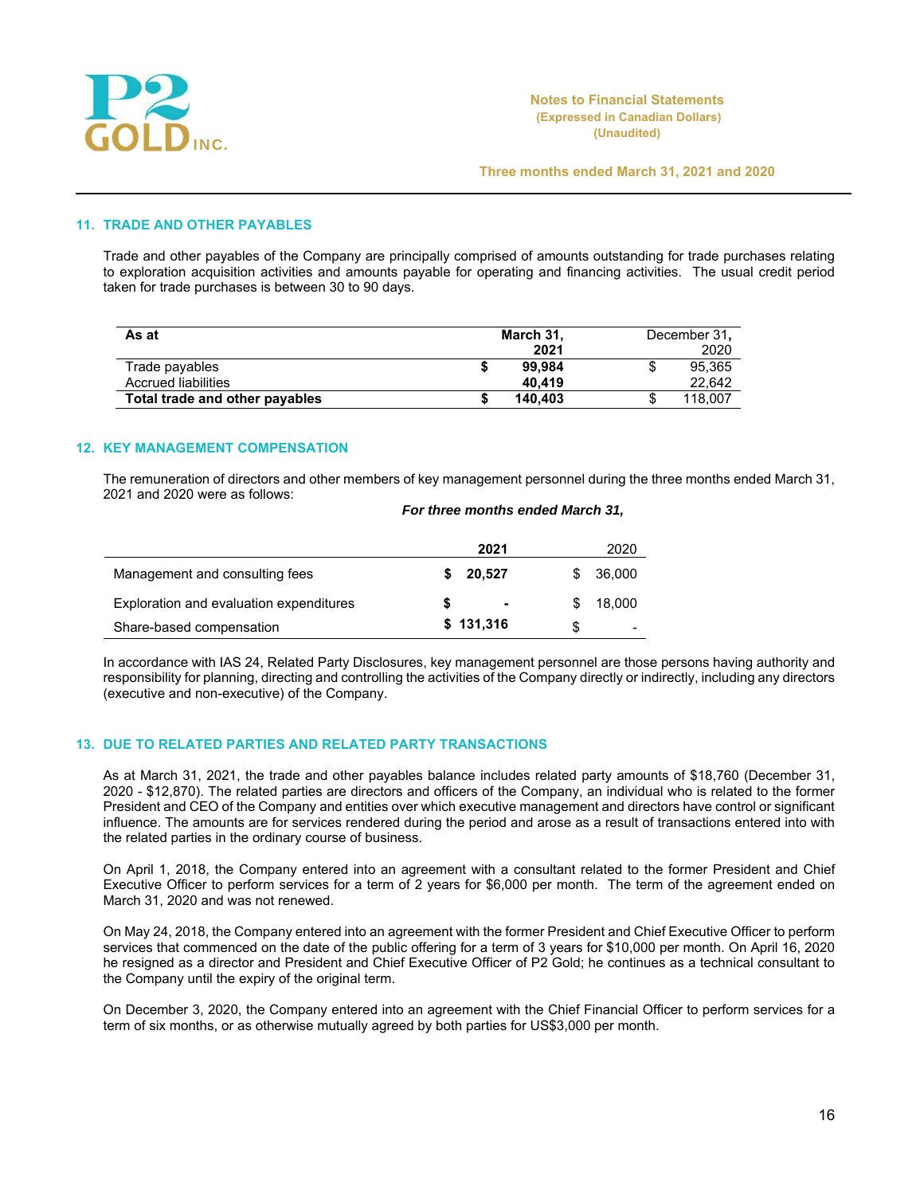## 11. TRADE AND OTHER PAYABLES

Trade and other payables of the Company are principally comprised of amounts outstanding for trade purchases relating to exploration acquisition activities and amounts payable for operating and financing activities. The usual credit period taken for trade purchases is between 30 to 90 days.

| **As at** | **March 31, 2021** | December 31, 2020 |
|---|---|---|
| Trade payables | **$ 99,984** | $ 95,365 |
| Accrued liabilities | **40,419** | 22,642 |
| **Total trade and other payables** | **$ 140,403** | $ 118,007 |

## 12. KEY MANAGEMENT COMPENSATION

The remuneration of directors and other members of key management personnel during the three months ended March 31, 2021 and 2020 were as follows:

| | ***For three months ended March 31,*** | |
|---|---|---|
| | **2021** | 2020 |
| Management and consulting fees | **$ 20,527** | $ 36,000 |
| Exploration and evaluation expenditures | **$ -** | $ 18,000 |
| Share-based compensation | **$ 131,316** | $ - |

In accordance with IAS 24, Related Party Disclosures, key management personnel are those persons having authority and responsibility for planning, directing and controlling the activities of the Company directly or indirectly, including any directors (executive and non-executive) of the Company.

## 13. DUE TO RELATED PARTIES AND RELATED PARTY TRANSACTIONS

As at March 31, 2021, the trade and other payables balance includes related party amounts of $18,760 (December 31, 2020 - $12,870). The related parties are directors and officers of the Company, an individual who is related to the former President and CEO of the Company and entities over which executive management and directors have control or significant influence. The amounts are for services rendered during the period and arose as a result of transactions entered into with the related parties in the ordinary course of business.

On April 1, 2018, the Company entered into an agreement with a consultant related to the former President and Chief Executive Officer to perform services for a term of 2 years for $6,000 per month. The term of the agreement ended on March 31, 2020 and was not renewed.

On May 24, 2018, the Company entered into an agreement with the former President and Chief Executive Officer to perform services that commenced on the date of the public offering for a term of 3 years for $10,000 per month. On April 16, 2020 he resigned as a director and President and Chief Executive Officer of P2 Gold; he continues as a technical consultant to the Company until the expiry of the original term.

On December 3, 2020, the Company entered into an agreement with the Chief Financial Officer to perform services for a term of six months, or as otherwise mutually agreed by both parties for US$3,000 per month.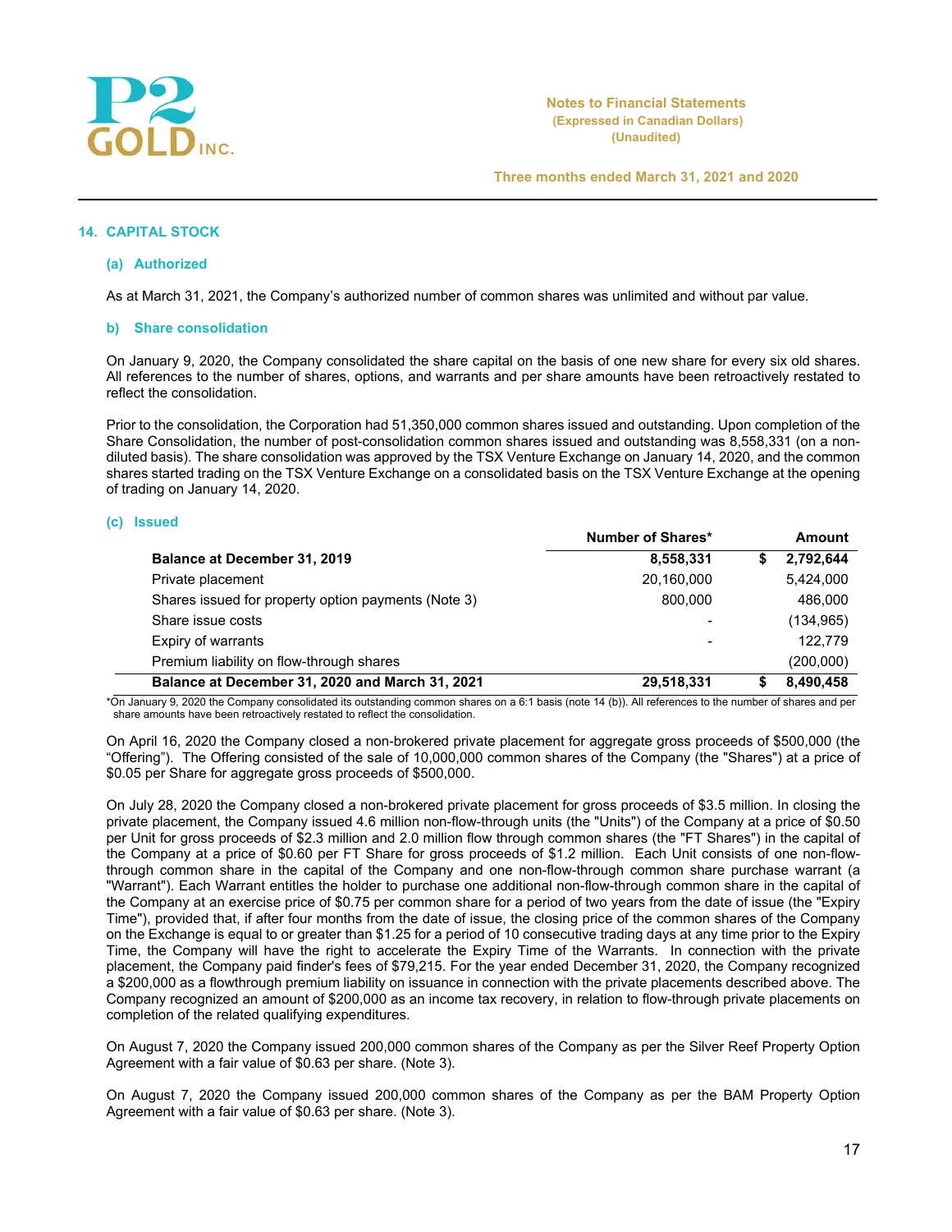## 14. CAPITAL STOCK

### (a) Authorized

As at March 31, 2021, the Company's authorized number of common shares was unlimited and without par value.

### b) Share consolidation

On January 9, 2020, the Company consolidated the share capital on the basis of one new share for every six old shares. All references to the number of shares, options, and warrants and per share amounts have been retroactively restated to reflect the consolidation.

Prior to the consolidation, the Corporation had 51,350,000 common shares issued and outstanding. Upon completion of the Share Consolidation, the number of post-consolidation common shares issued and outstanding was 8,558,331 (on a non-diluted basis). The share consolidation was approved by the TSX Venture Exchange on January 14, 2020, and the common shares started trading on the TSX Venture Exchange on a consolidated basis on the TSX Venture Exchange at the opening of trading on January 14, 2020.

### (c) Issued

| | Number of Shares* | | Amount |
|---|---|---|---|
| **Balance at December 31, 2019** | **8,558,331** | **$** | **2,792,644** |
| Private placement | 20,160,000 | | 5,424,000 |
| Shares issued for property option payments (Note 3) | 800,000 | | 486,000 |
| Share issue costs | - | | (134,965) |
| Expiry of warrants | - | | 122,779 |
| Premium liability on flow-through shares | | | (200,000) |
| **Balance at December 31, 2020 and March 31, 2021** | **29,518,331** | **$** | **8,490,458** |

*On January 9, 2020 the Company consolidated its outstanding common shares on a 6:1 basis (note 14 (b)). All references to the number of shares and per share amounts have been retroactively restated to reflect the consolidation.

On April 16, 2020 the Company closed a non-brokered private placement for aggregate gross proceeds of $500,000 (the "Offering"). The Offering consisted of the sale of 10,000,000 common shares of the Company (the "Shares") at a price of $0.05 per Share for aggregate gross proceeds of $500,000.

On July 28, 2020 the Company closed a non-brokered private placement for gross proceeds of $3.5 million. In closing the private placement, the Company issued 4.6 million non-flow-through units (the "Units") of the Company at a price of $0.50 per Unit for gross proceeds of $2.3 million and 2.0 million flow through common shares (the "FT Shares") in the capital of the Company at a price of $0.60 per FT Share for gross proceeds of $1.2 million. Each Unit consists of one non-flow-through common share in the capital of the Company and one non-flow-through common share purchase warrant (a "Warrant"). Each Warrant entitles the holder to purchase one additional non-flow-through common share in the capital of the Company at an exercise price of $0.75 per common share for a period of two years from the date of issue (the "Expiry Time"), provided that, if after four months from the date of issue, the closing price of the common shares of the Company on the Exchange is equal to or greater than $1.25 for a period of 10 consecutive trading days at any time prior to the Expiry Time, the Company will have the right to accelerate the Expiry Time of the Warrants. In connection with the private placement, the Company paid finder's fees of $79,215. For the year ended December 31, 2020, the Company recognized a $200,000 as a flowthrough premium liability on issuance in connection with the private placements described above. The Company recognized an amount of $200,000 as an income tax recovery, in relation to flow-through private placements on completion of the related qualifying expenditures.

On August 7, 2020 the Company issued 200,000 common shares of the Company as per the Silver Reef Property Option Agreement with a fair value of $0.63 per share. (Note 3).

On August 7, 2020 the Company issued 200,000 common shares of the Company as per the BAM Property Option Agreement with a fair value of $0.63 per share. (Note 3).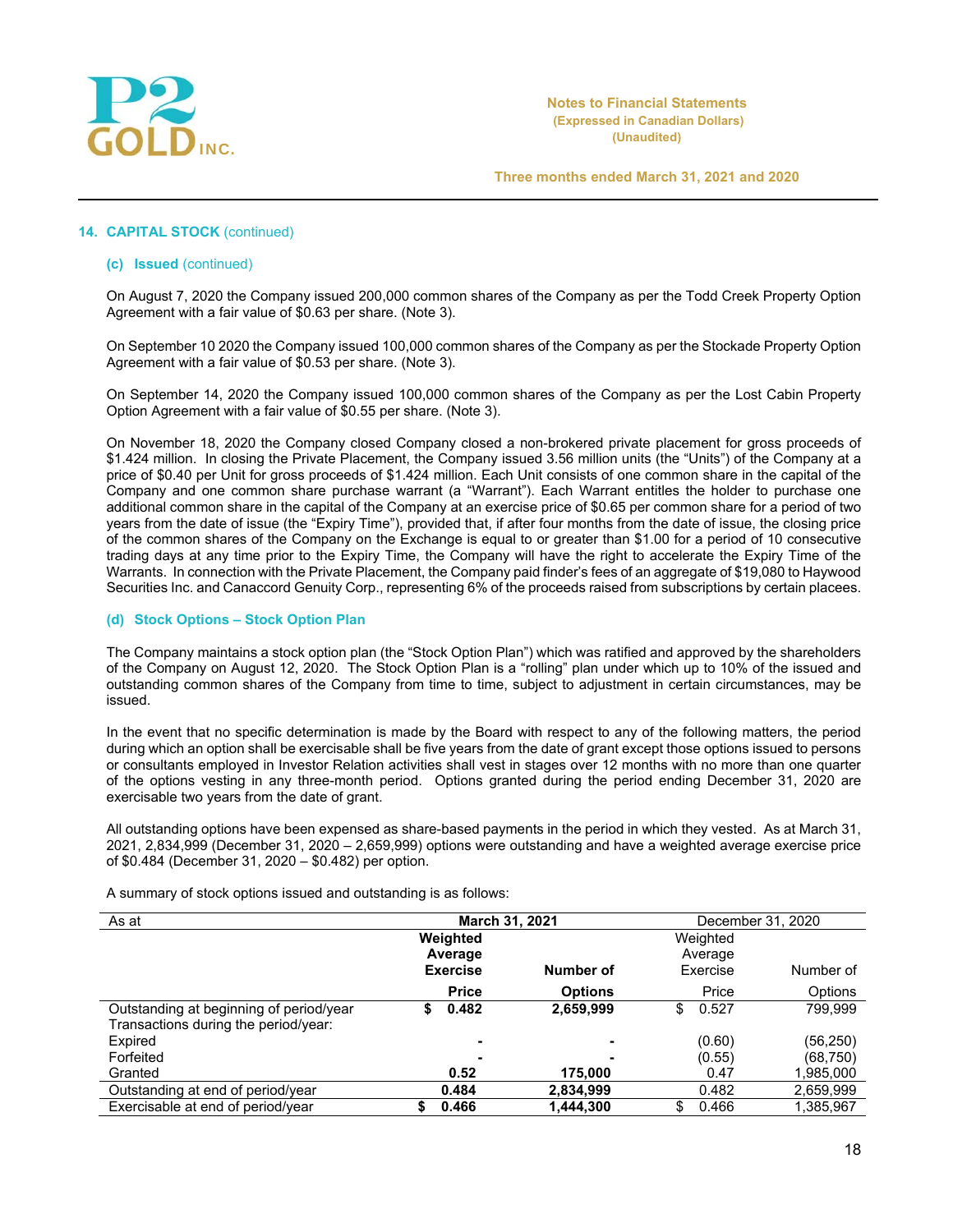## 14. CAPITAL STOCK (continued)

### (c) Issued (continued)

On August 7, 2020 the Company issued 200,000 common shares of the Company as per the Todd Creek Property Option Agreement with a fair value of $0.63 per share. (Note 3).

On September 10 2020 the Company issued 100,000 common shares of the Company as per the Stockade Property Option Agreement with a fair value of $0.53 per share. (Note 3).

On September 14, 2020 the Company issued 100,000 common shares of the Company as per the Lost Cabin Property Option Agreement with a fair value of $0.55 per share. (Note 3).

On November 18, 2020 the Company closed Company closed a non-brokered private placement for gross proceeds of $1.424 million. In closing the Private Placement, the Company issued 3.56 million units (the "Units") of the Company at a price of $0.40 per Unit for gross proceeds of $1.424 million. Each Unit consists of one common share in the capital of the Company and one common share purchase warrant (a "Warrant"). Each Warrant entitles the holder to purchase one additional common share in the capital of the Company at an exercise price of $0.65 per common share for a period of two years from the date of issue (the "Expiry Time"), provided that, if after four months from the date of issue, the closing price of the common shares of the Company on the Exchange is equal to or greater than $1.00 for a period of 10 consecutive trading days at any time prior to the Expiry Time, the Company will have the right to accelerate the Expiry Time of the Warrants. In connection with the Private Placement, the Company paid finder's fees of an aggregate of $19,080 to Haywood Securities Inc. and Canaccord Genuity Corp., representing 6% of the proceeds raised from subscriptions by certain placees.

### (d) Stock Options – Stock Option Plan

The Company maintains a stock option plan (the "Stock Option Plan") which was ratified and approved by the shareholders of the Company on August 12, 2020. The Stock Option Plan is a "rolling" plan under which up to 10% of the issued and outstanding common shares of the Company from time to time, subject to adjustment in certain circumstances, may be issued.

In the event that no specific determination is made by the Board with respect to any of the following matters, the period during which an option shall be exercisable shall be five years from the date of grant except those options issued to persons or consultants employed in Investor Relation activities shall vest in stages over 12 months with no more than one quarter of the options vesting in any three-month period. Options granted during the period ending December 31, 2020 are exercisable two years from the date of grant.

All outstanding options have been expensed as share-based payments in the period in which they vested. As at March 31, 2021, 2,834,999 (December 31, 2020 – 2,659,999) options were outstanding and have a weighted average exercise price of $0.484 (December 31, 2020 – $0.482) per option.

A summary of stock options issued and outstanding is as follows:

| As at | **March 31, 2021** | | December 31, 2020 | |
|---|---|---|---|---|
| | **Weighted Average Exercise Price** | **Number of Options** | Weighted Average Exercise Price | Number of Options |
| Outstanding at beginning of period/year | **$ 0.482** | **2,659,999** | $ 0.527 | 799,999 |
| Transactions during the period/year: | | | | |
| Expired | **-** | **-** | (0.60) | (56,250) |
| Forfeited | **-** | **-** | (0.55) | (68,750) |
| Granted | **0.52** | **175,000** | 0.47 | 1,985,000 |
| Outstanding at end of period/year | **0.484** | **2,834,999** | 0.482 | 2,659,999 |
| Exercisable at end of period/year | **$ 0.466** | **1,444,300** | $ 0.466 | 1,385,967 |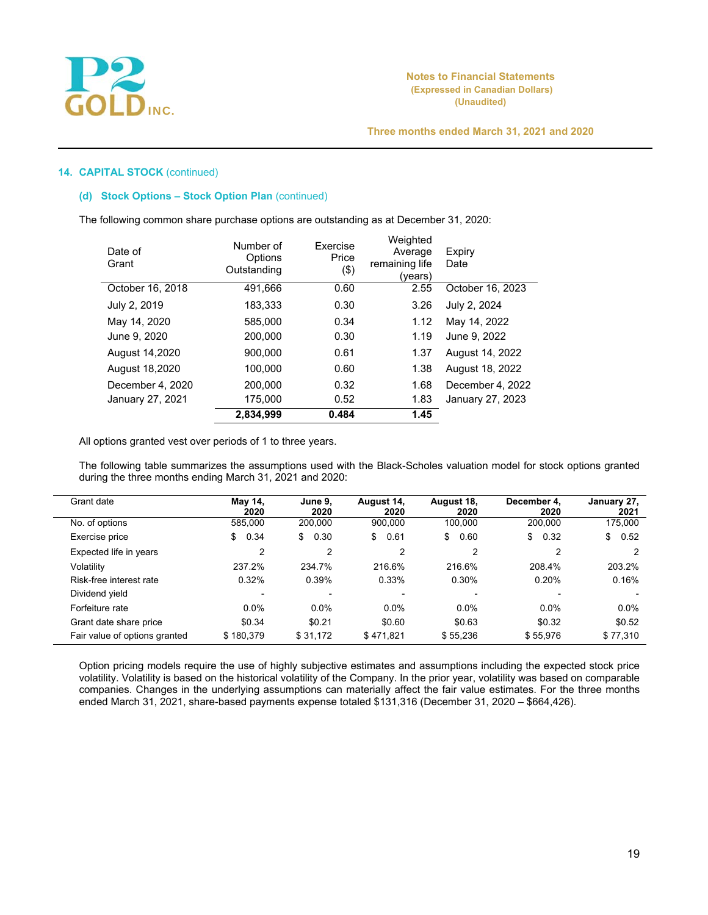## 14. CAPITAL STOCK (continued)

### (d) Stock Options – Stock Option Plan (continued)

The following common share purchase options are outstanding as at December 31, 2020:

| Date of Grant | Number of Options Outstanding | Exercise Price ($) | Weighted Average remaining life (years) | Expiry Date |
|---|---|---|---|---|
| October 16, 2018 | 491,666 | 0.60 | 2.55 | October 16, 2023 |
| July 2, 2019 | 183,333 | 0.30 | 3.26 | July 2, 2024 |
| May 14, 2020 | 585,000 | 0.34 | 1.12 | May 14, 2022 |
| June 9, 2020 | 200,000 | 0.30 | 1.19 | June 9, 2022 |
| August 14,2020 | 900,000 | 0.61 | 1.37 | August 14, 2022 |
| August 18,2020 | 100,000 | 0.60 | 1.38 | August 18, 2022 |
| December 4, 2020 | 200,000 | 0.32 | 1.68 | December 4, 2022 |
| January 27, 2021 | 175,000 | 0.52 | 1.83 | January 27, 2023 |
| | **2,834,999** | **0.484** | **1.45** | |

All options granted vest over periods of 1 to three years.

The following table summarizes the assumptions used with the Black-Scholes valuation model for stock options granted during the three months ending March 31, 2021 and 2020:

| Grant date | May 14, 2020 | June 9, 2020 | August 14, 2020 | August 18, 2020 | December 4, 2020 | January 27, 2021 |
|---|---|---|---|---|---|---|
| No. of options | 585,000 | 200,000 | 900,000 | 100,000 | 200,000 | 175,000 |
| Exercise price | $ 0.34 | $ 0.30 | $ 0.61 | $ 0.60 | $ 0.32 | $ 0.52 |
| Expected life in years | 2 | 2 | 2 | 2 | 2 | 2 |
| Volatility | 237.2% | 234.7% | 216.6% | 216.6% | 208.4% | 203.2% |
| Risk-free interest rate | 0.32% | 0.39% | 0.33% | 0.30% | 0.20% | 0.16% |
| Dividend yield | - | - | - | - | - | - |
| Forfeiture rate | 0.0% | 0.0% | 0.0% | 0.0% | 0.0% | 0.0% |
| Grant date share price | $0.34 | $0.21 | $0.60 | $0.63 | $0.32 | $0.52 |
| Fair value of options granted | $ 180,379 | $ 31,172 | $ 471,821 | $ 55,236 | $ 55,976 | $ 77,310 |

Option pricing models require the use of highly subjective estimates and assumptions including the expected stock price volatility. Volatility is based on the historical volatility of the Company. In the prior year, volatility was based on comparable companies. Changes in the underlying assumptions can materially affect the fair value estimates. For the three months ended March 31, 2021, share-based payments expense totaled $131,316 (December 31, 2020 – $664,426).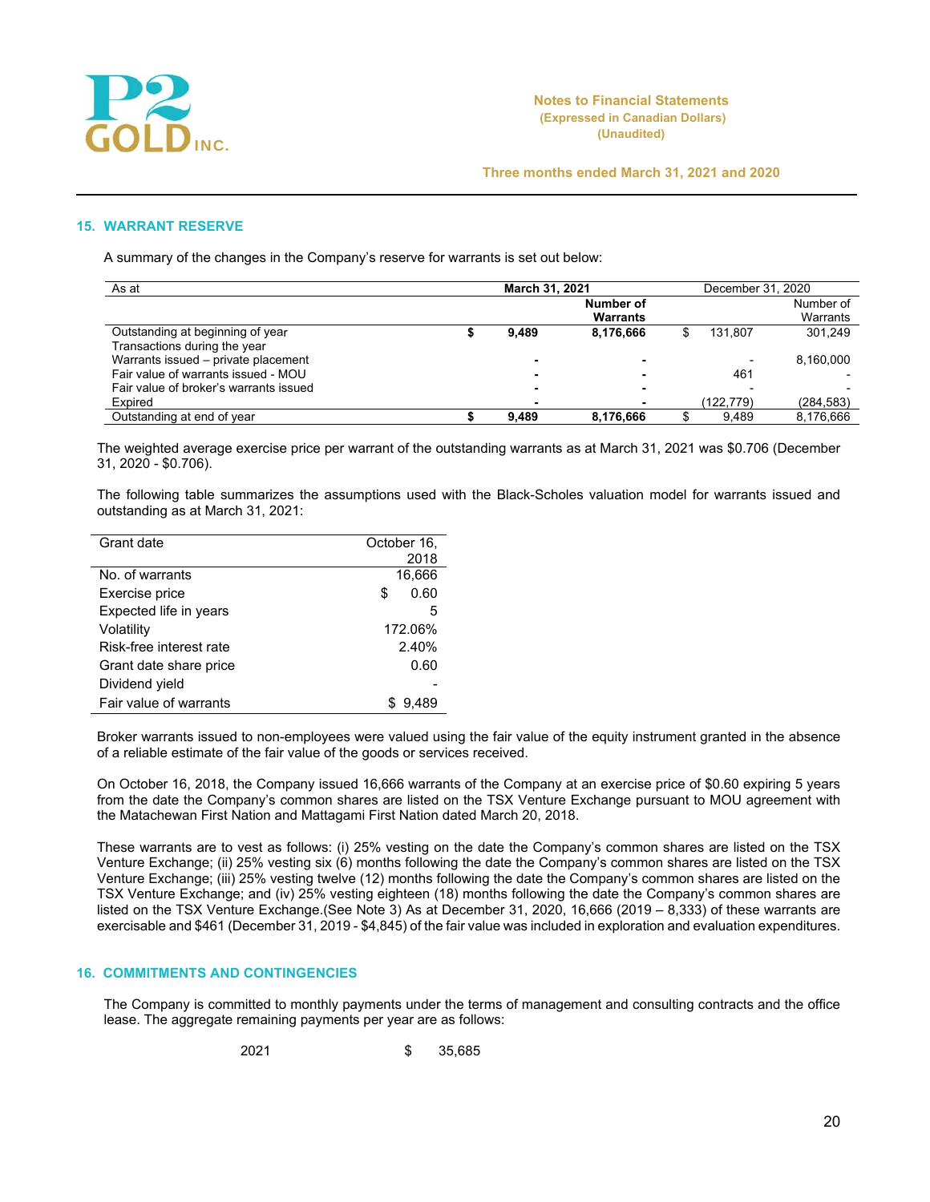## 15. WARRANT RESERVE

A summary of the changes in the Company's reserve for warrants is set out below:

| As at | **March 31, 2021** | | | December 31, 2020 | | |
|---|---|---|---|---|---|---|
| | | | **Number of Warrants** | | | Number of Warrants |
| Outstanding at beginning of year | **$** | **9,489** | **8,176,666** | $ | 131,807 | 301,249 |
| Transactions during the year | | | | | | |
| Warrants issued – private placement | | **-** | **-** | | - | 8,160,000 |
| Fair value of warrants issued - MOU | | **-** | **-** | | 461 | - |
| Fair value of broker's warrants issued | | **-** | **-** | | - | - |
| Expired | | **-** | **-** | | (122,779) | (284,583) |
| Outstanding at end of year | **$** | **9,489** | **8,176,666** | $ | 9,489 | 8,176,666 |

The weighted average exercise price per warrant of the outstanding warrants as at March 31, 2021 was $0.706 (December 31, 2020 - $0.706).

The following table summarizes the assumptions used with the Black-Scholes valuation model for warrants issued and outstanding as at March 31, 2021:

| Grant date | October 16, 2018 |
|---|---|
| No. of warrants | 16,666 |
| Exercise price | $ 0.60 |
| Expected life in years | 5 |
| Volatility | 172.06% |
| Risk-free interest rate | 2.40% |
| Grant date share price | 0.60 |
| Dividend yield | - |
| Fair value of warrants | $ 9,489 |

Broker warrants issued to non-employees were valued using the fair value of the equity instrument granted in the absence of a reliable estimate of the fair value of the goods or services received.

On October 16, 2018, the Company issued 16,666 warrants of the Company at an exercise price of $0.60 expiring 5 years from the date the Company's common shares are listed on the TSX Venture Exchange pursuant to MOU agreement with the Matachewan First Nation and Mattagami First Nation dated March 20, 2018.

These warrants are to vest as follows: (i) 25% vesting on the date the Company's common shares are listed on the TSX Venture Exchange; (ii) 25% vesting six (6) months following the date the Company's common shares are listed on the TSX Venture Exchange; (iii) 25% vesting twelve (12) months following the date the Company's common shares are listed on the TSX Venture Exchange; and (iv) 25% vesting eighteen (18) months following the date the Company's common shares are listed on the TSX Venture Exchange.(See Note 3) As at December 31, 2020, 16,666 (2019 – 8,333) of these warrants are exercisable and $461 (December 31, 2019 - $4,845) of the fair value was included in exploration and evaluation expenditures.

## 16. COMMITMENTS AND CONTINGENCIES

The Company is committed to monthly payments under the terms of management and consulting contracts and the office lease. The aggregate remaining payments per year are as follows:

| | |
|---|---|
| 2021 | $ 35,685 |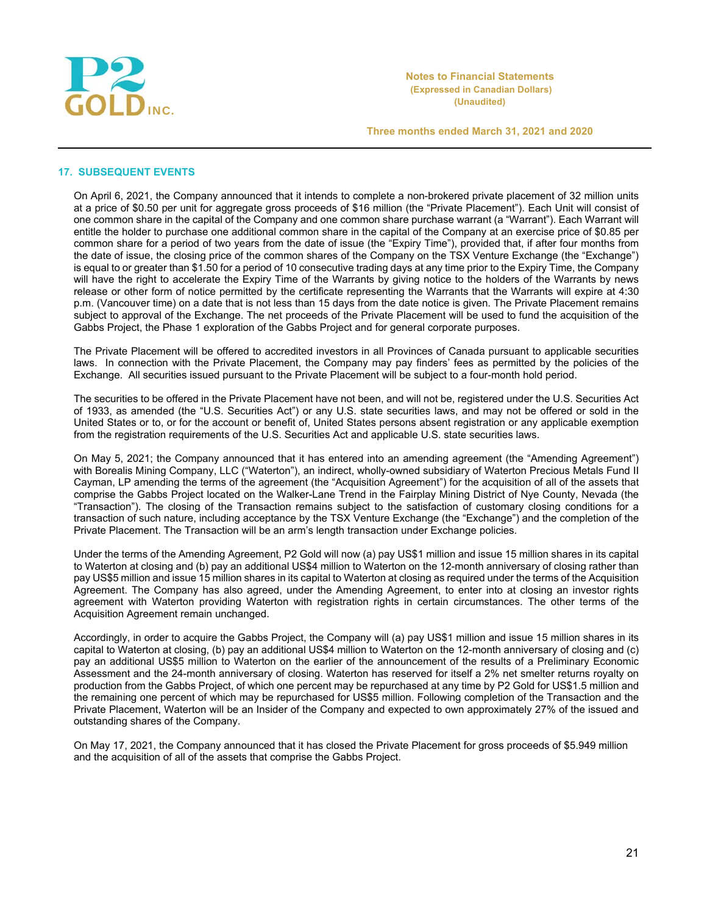## 17. SUBSEQUENT EVENTS

On April 6, 2021, the Company announced that it intends to complete a non-brokered private placement of 32 million units at a price of $0.50 per unit for aggregate gross proceeds of $16 million (the "Private Placement"). Each Unit will consist of one common share in the capital of the Company and one common share purchase warrant (a "Warrant"). Each Warrant will entitle the holder to purchase one additional common share in the capital of the Company at an exercise price of $0.85 per common share for a period of two years from the date of issue (the "Expiry Time"), provided that, if after four months from the date of issue, the closing price of the common shares of the Company on the TSX Venture Exchange (the "Exchange") is equal to or greater than $1.50 for a period of 10 consecutive trading days at any time prior to the Expiry Time, the Company will have the right to accelerate the Expiry Time of the Warrants by giving notice to the holders of the Warrants by news release or other form of notice permitted by the certificate representing the Warrants that the Warrants will expire at 4:30 p.m. (Vancouver time) on a date that is not less than 15 days from the date notice is given. The Private Placement remains subject to approval of the Exchange. The net proceeds of the Private Placement will be used to fund the acquisition of the Gabbs Project, the Phase 1 exploration of the Gabbs Project and for general corporate purposes.

The Private Placement will be offered to accredited investors in all Provinces of Canada pursuant to applicable securities laws. In connection with the Private Placement, the Company may pay finders' fees as permitted by the policies of the Exchange. All securities issued pursuant to the Private Placement will be subject to a four-month hold period.

The securities to be offered in the Private Placement have not been, and will not be, registered under the U.S. Securities Act of 1933, as amended (the "U.S. Securities Act") or any U.S. state securities laws, and may not be offered or sold in the United States or to, or for the account or benefit of, United States persons absent registration or any applicable exemption from the registration requirements of the U.S. Securities Act and applicable U.S. state securities laws.

On May 5, 2021; the Company announced that it has entered into an amending agreement (the "Amending Agreement") with Borealis Mining Company, LLC ("Waterton"), an indirect, wholly-owned subsidiary of Waterton Precious Metals Fund II Cayman, LP amending the terms of the agreement (the "Acquisition Agreement") for the acquisition of all of the assets that comprise the Gabbs Project located on the Walker-Lane Trend in the Fairplay Mining District of Nye County, Nevada (the "Transaction"). The closing of the Transaction remains subject to the satisfaction of customary closing conditions for a transaction of such nature, including acceptance by the TSX Venture Exchange (the "Exchange") and the completion of the Private Placement. The Transaction will be an arm's length transaction under Exchange policies.

Under the terms of the Amending Agreement, P2 Gold will now (a) pay US$1 million and issue 15 million shares in its capital to Waterton at closing and (b) pay an additional US$4 million to Waterton on the 12-month anniversary of closing rather than pay US$5 million and issue 15 million shares in its capital to Waterton at closing as required under the terms of the Acquisition Agreement. The Company has also agreed, under the Amending Agreement, to enter into at closing an investor rights agreement with Waterton providing Waterton with registration rights in certain circumstances. The other terms of the Acquisition Agreement remain unchanged.

Accordingly, in order to acquire the Gabbs Project, the Company will (a) pay US$1 million and issue 15 million shares in its capital to Waterton at closing, (b) pay an additional US$4 million to Waterton on the 12-month anniversary of closing and (c) pay an additional US$5 million to Waterton on the earlier of the announcement of the results of a Preliminary Economic Assessment and the 24-month anniversary of closing. Waterton has reserved for itself a 2% net smelter returns royalty on production from the Gabbs Project, of which one percent may be repurchased at any time by P2 Gold for US$1.5 million and the remaining one percent of which may be repurchased for US$5 million. Following completion of the Transaction and the Private Placement, Waterton will be an Insider of the Company and expected to own approximately 27% of the issued and outstanding shares of the Company.

On May 17, 2021, the Company announced that it has closed the Private Placement for gross proceeds of $5.949 million and the acquisition of all of the assets that comprise the Gabbs Project.